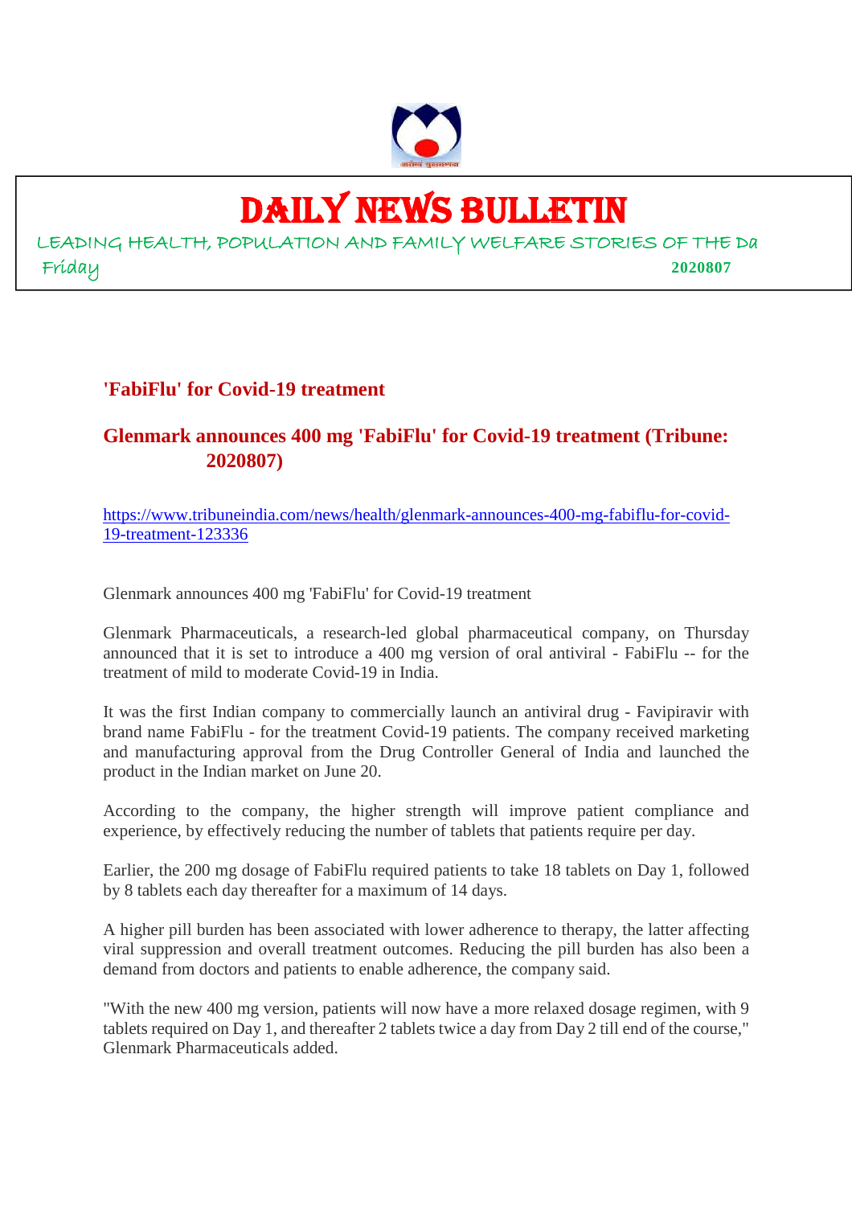# DAILY NEWS BULLETIN

LEADING HEALTH, POPULATION AND FAMILY WELFARE STORIES OF THE Da

Friday **2020807**

## 'FabiFlu' for Covid-19 treatment

## Glenmark announces 400 mg 'FabiFlu' for Covid-19 treatment (Tribune: 2020807)

https://www.tribuneindia.com/news/health/glenmark-announces-400-mg-fabiflu-for-covid-19-treatment-123336

Glenmark announces 400 mg 'FabiFlu' for Covid-19 treatment

Glenmark Pharmaceuticals, a research-led global pharmaceutical company, on Thursday announced that it is set to introduce a 400 mg version of oral antiviral - FabiFlu -- for the treatment of mild to moderate Covid-19 in India.

It was the first Indian company to commercially launch an antiviral drug - Favipiravir with brand name FabiFlu - for the treatment Covid-19 patients. The company received marketing and manufacturing approval from the Drug Controller General of India and launched the product in the Indian market on June 20.

According to the company, the higher strength will improve patient compliance and experience, by effectively reducing the number of tablets that patients require per day.

Earlier, the 200 mg dosage of FabiFlu required patients to take 18 tablets on Day 1, followed by 8 tablets each day thereafter for a maximum of 14 days.

A higher pill burden has been associated with lower adherence to therapy, the latter affecting viral suppression and overall treatment outcomes. Reducing the pill burden has also been a demand from doctors and patients to enable adherence, the company said.

"With the new 400 mg version, patients will now have a more relaxed dosage regimen, with 9 tablets required on Day 1, and thereafter 2 tablets twice a day from Day 2 till end of the course," Glenmark Pharmaceuticals added.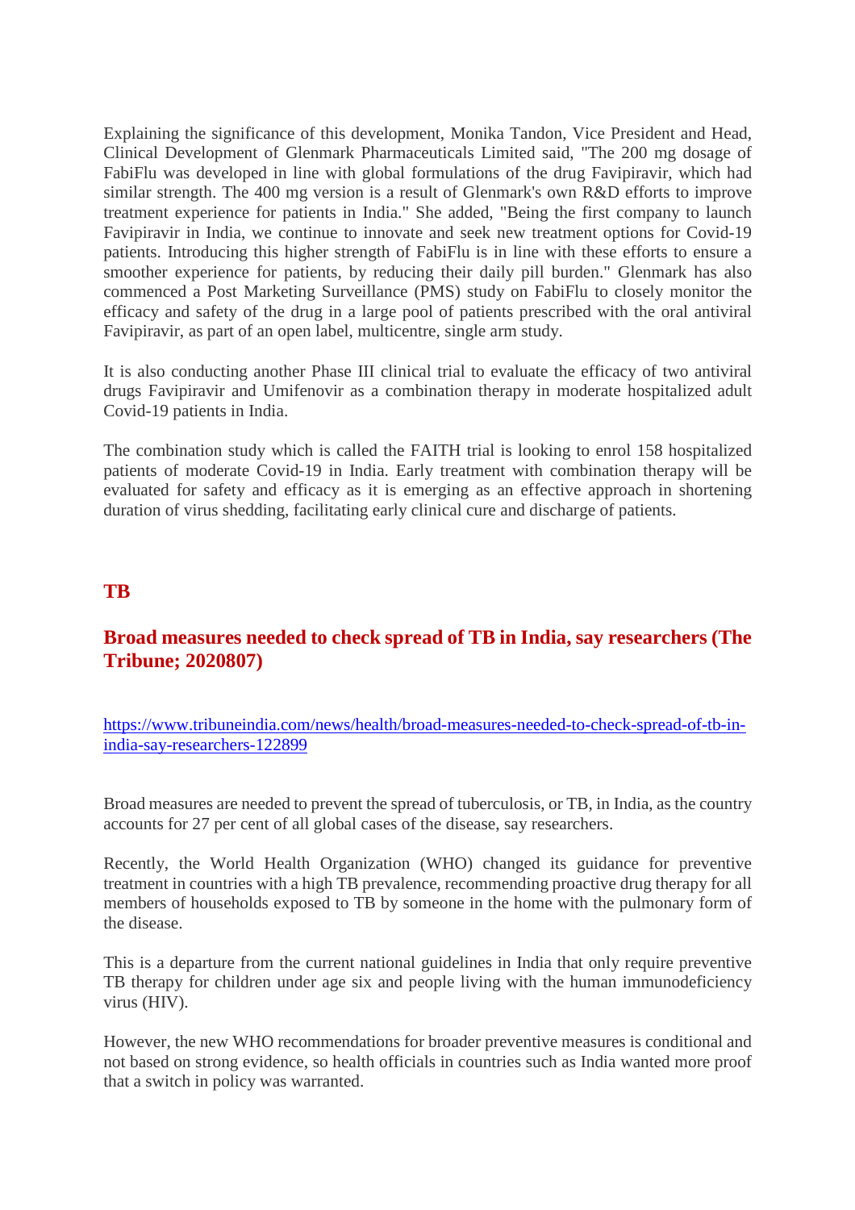Explaining the significance of this development, Monika Tandon, Vice President and Head, Clinical Development of Glenmark Pharmaceuticals Limited said, "The 200 mg dosage of FabiFlu was developed in line with global formulations of the drug Favipiravir, which had similar strength. The 400 mg version is a result of Glenmark's own R&D efforts to improve treatment experience for patients in India." She added, "Being the first company to launch Favipiravir in India, we continue to innovate and seek new treatment options for Covid-19 patients. Introducing this higher strength of FabiFlu is in line with these efforts to ensure a smoother experience for patients, by reducing their daily pill burden." Glenmark has also commenced a Post Marketing Surveillance (PMS) study on FabiFlu to closely monitor the efficacy and safety of the drug in a large pool of patients prescribed with the oral antiviral Favipiravir, as part of an open label, multicentre, single arm study.

It is also conducting another Phase III clinical trial to evaluate the efficacy of two antiviral drugs Favipiravir and Umifenovir as a combination therapy in moderate hospitalized adult Covid-19 patients in India.

The combination study which is called the FAITH trial is looking to enrol 158 hospitalized patients of moderate Covid-19 in India. Early treatment with combination therapy will be evaluated for safety and efficacy as it is emerging as an effective approach in shortening duration of virus shedding, facilitating early clinical cure and discharge of patients.

## TB

### Broad measures needed to check spread of TB in India, say researchers (The Tribune; 2020807)

https://www.tribuneindia.com/news/health/broad-measures-needed-to-check-spread-of-tb-in-india-say-researchers-122899

Broad measures are needed to prevent the spread of tuberculosis, or TB, in India, as the country accounts for 27 per cent of all global cases of the disease, say researchers.

Recently, the World Health Organization (WHO) changed its guidance for preventive treatment in countries with a high TB prevalence, recommending proactive drug therapy for all members of households exposed to TB by someone in the home with the pulmonary form of the disease.

This is a departure from the current national guidelines in India that only require preventive TB therapy for children under age six and people living with the human immunodeficiency virus (HIV).

However, the new WHO recommendations for broader preventive measures is conditional and not based on strong evidence, so health officials in countries such as India wanted more proof that a switch in policy was warranted.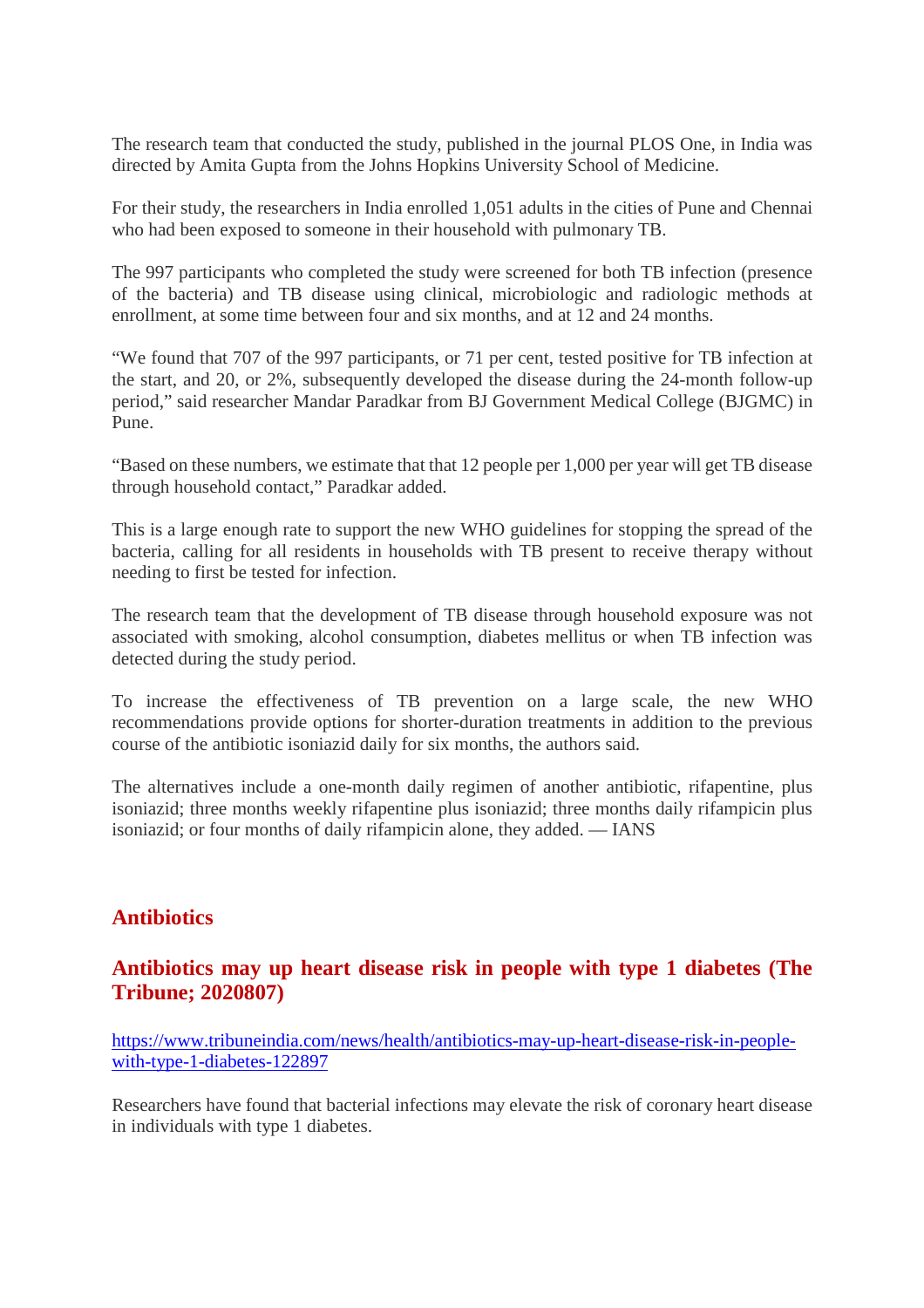The research team that conducted the study, published in the journal PLOS One, in India was directed by Amita Gupta from the Johns Hopkins University School of Medicine.

For their study, the researchers in India enrolled 1,051 adults in the cities of Pune and Chennai who had been exposed to someone in their household with pulmonary TB.

The 997 participants who completed the study were screened for both TB infection (presence of the bacteria) and TB disease using clinical, microbiologic and radiologic methods at enrollment, at some time between four and six months, and at 12 and 24 months.

"We found that 707 of the 997 participants, or 71 per cent, tested positive for TB infection at the start, and 20, or 2%, subsequently developed the disease during the 24-month follow-up period," said researcher Mandar Paradkar from BJ Government Medical College (BJGMC) in Pune.

"Based on these numbers, we estimate that that 12 people per 1,000 per year will get TB disease through household contact," Paradkar added.

This is a large enough rate to support the new WHO guidelines for stopping the spread of the bacteria, calling for all residents in households with TB present to receive therapy without needing to first be tested for infection.

The research team that the development of TB disease through household exposure was not associated with smoking, alcohol consumption, diabetes mellitus or when TB infection was detected during the study period.

To increase the effectiveness of TB prevention on a large scale, the new WHO recommendations provide options for shorter-duration treatments in addition to the previous course of the antibiotic isoniazid daily for six months, the authors said.

The alternatives include a one-month daily regimen of another antibiotic, rifapentine, plus isoniazid; three months weekly rifapentine plus isoniazid; three months daily rifampicin plus isoniazid; or four months of daily rifampicin alone, they added. — IANS

## Antibiotics

### Antibiotics may up heart disease risk in people with type 1 diabetes (The Tribune; 2020807)

https://www.tribuneindia.com/news/health/antibiotics-may-up-heart-disease-risk-in-people-with-type-1-diabetes-122897

Researchers have found that bacterial infections may elevate the risk of coronary heart disease in individuals with type 1 diabetes.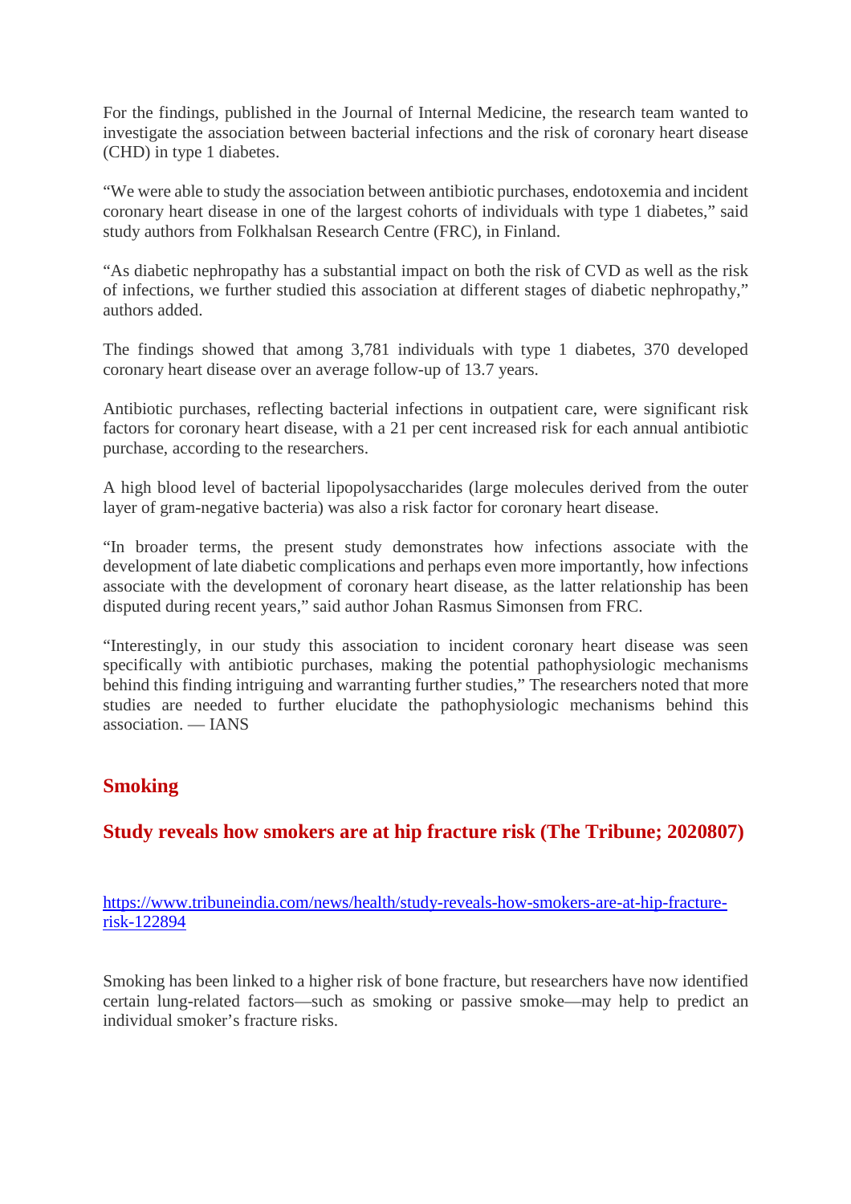For the findings, published in the Journal of Internal Medicine, the research team wanted to investigate the association between bacterial infections and the risk of coronary heart disease (CHD) in type 1 diabetes.

“We were able to study the association between antibiotic purchases, endotoxemia and incident coronary heart disease in one of the largest cohorts of individuals with type 1 diabetes,” said study authors from Folkhalsan Research Centre (FRC), in Finland.

“As diabetic nephropathy has a substantial impact on both the risk of CVD as well as the risk of infections, we further studied this association at different stages of diabetic nephropathy,” authors added.

The findings showed that among 3,781 individuals with type 1 diabetes, 370 developed coronary heart disease over an average follow-up of 13.7 years.

Antibiotic purchases, reflecting bacterial infections in outpatient care, were significant risk factors for coronary heart disease, with a 21 per cent increased risk for each annual antibiotic purchase, according to the researchers.

A high blood level of bacterial lipopolysaccharides (large molecules derived from the outer layer of gram-negative bacteria) was also a risk factor for coronary heart disease.

“In broader terms, the present study demonstrates how infections associate with the development of late diabetic complications and perhaps even more importantly, how infections associate with the development of coronary heart disease, as the latter relationship has been disputed during recent years,” said author Johan Rasmus Simonsen from FRC.

“Interestingly, in our study this association to incident coronary heart disease was seen specifically with antibiotic purchases, making the potential pathophysiologic mechanisms behind this finding intriguing and warranting further studies,” The researchers noted that more studies are needed to further elucidate the pathophysiologic mechanisms behind this association. — IANS

## Smoking

### Study reveals how smokers are at hip fracture risk (The Tribune; 2020807)

https://www.tribuneindia.com/news/health/study-reveals-how-smokers-are-at-hip-fracture-risk-122894

Smoking has been linked to a higher risk of bone fracture, but researchers have now identified certain lung-related factors—such as smoking or passive smoke—may help to predict an individual smoker’s fracture risks.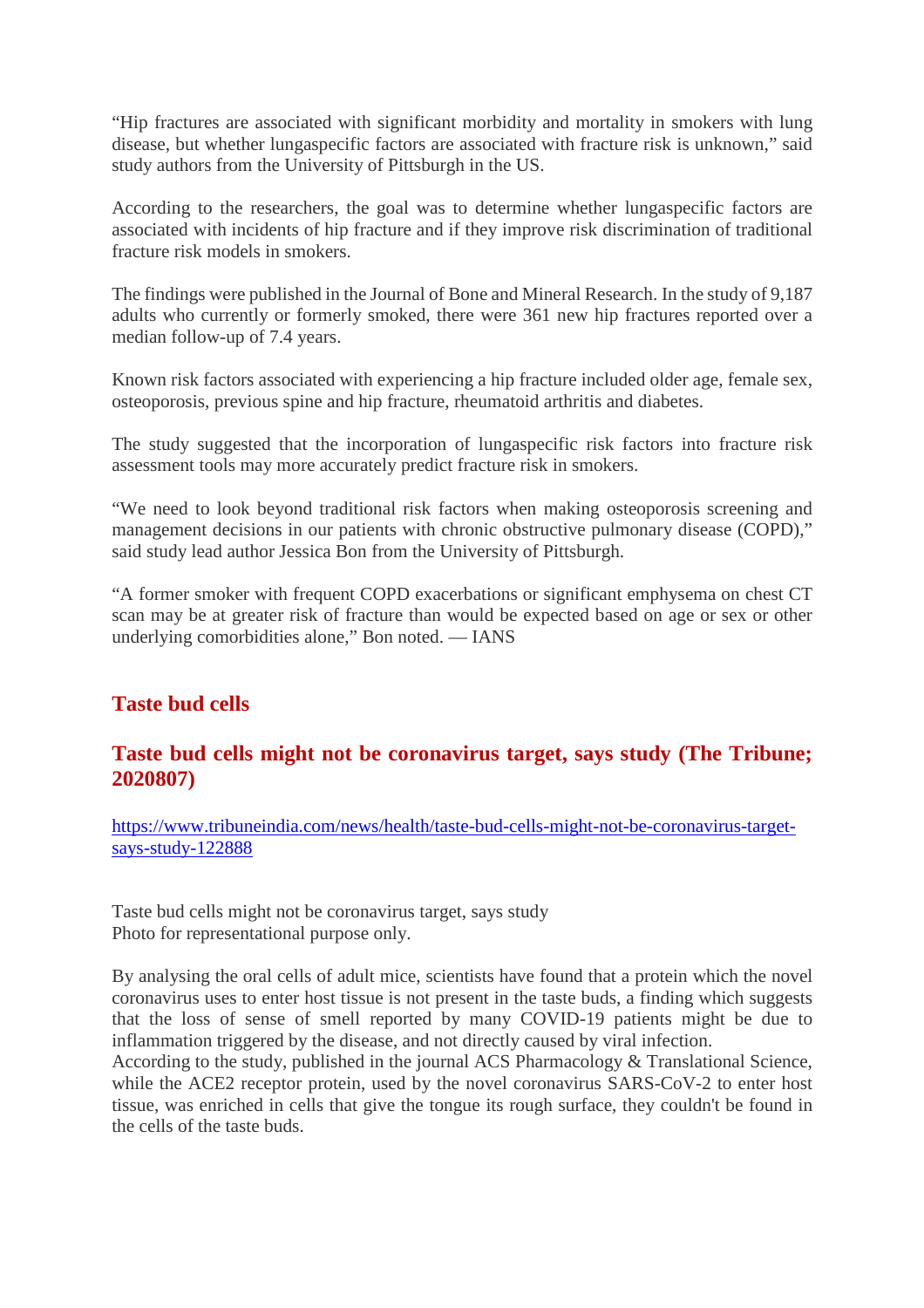"Hip fractures are associated with significant morbidity and mortality in smokers with lung disease, but whether lungaspecific factors are associated with fracture risk is unknown," said study authors from the University of Pittsburgh in the US.

According to the researchers, the goal was to determine whether lungaspecific factors are associated with incidents of hip fracture and if they improve risk discrimination of traditional fracture risk models in smokers.

The findings were published in the Journal of Bone and Mineral Research. In the study of 9,187 adults who currently or formerly smoked, there were 361 new hip fractures reported over a median follow-up of 7.4 years.

Known risk factors associated with experiencing a hip fracture included older age, female sex, osteoporosis, previous spine and hip fracture, rheumatoid arthritis and diabetes.

The study suggested that the incorporation of lungaspecific risk factors into fracture risk assessment tools may more accurately predict fracture risk in smokers.

"We need to look beyond traditional risk factors when making osteoporosis screening and management decisions in our patients with chronic obstructive pulmonary disease (COPD)," said study lead author Jessica Bon from the University of Pittsburgh.

"A former smoker with frequent COPD exacerbations or significant emphysema on chest CT scan may be at greater risk of fracture than would be expected based on age or sex or other underlying comorbidities alone," Bon noted. — IANS

## Taste bud cells

## Taste bud cells might not be coronavirus target, says study (The Tribune; 2020807)

[https://www.tribuneindia.com/news/health/taste-bud-cells-might-not-be-coronavirus-target-says-study-122888](https://www.tribuneindia.com/news/health/taste-bud-cells-might-not-be-coronavirus-target-says-study-122888)

Taste bud cells might not be coronavirus target, says study
Photo for representational purpose only.

By analysing the oral cells of adult mice, scientists have found that a protein which the novel coronavirus uses to enter host tissue is not present in the taste buds, a finding which suggests that the loss of sense of smell reported by many COVID-19 patients might be due to inflammation triggered by the disease, and not directly caused by viral infection.
According to the study, published in the journal ACS Pharmacology & Translational Science, while the ACE2 receptor protein, used by the novel coronavirus SARS-CoV-2 to enter host tissue, was enriched in cells that give the tongue its rough surface, they couldn't be found in the cells of the taste buds.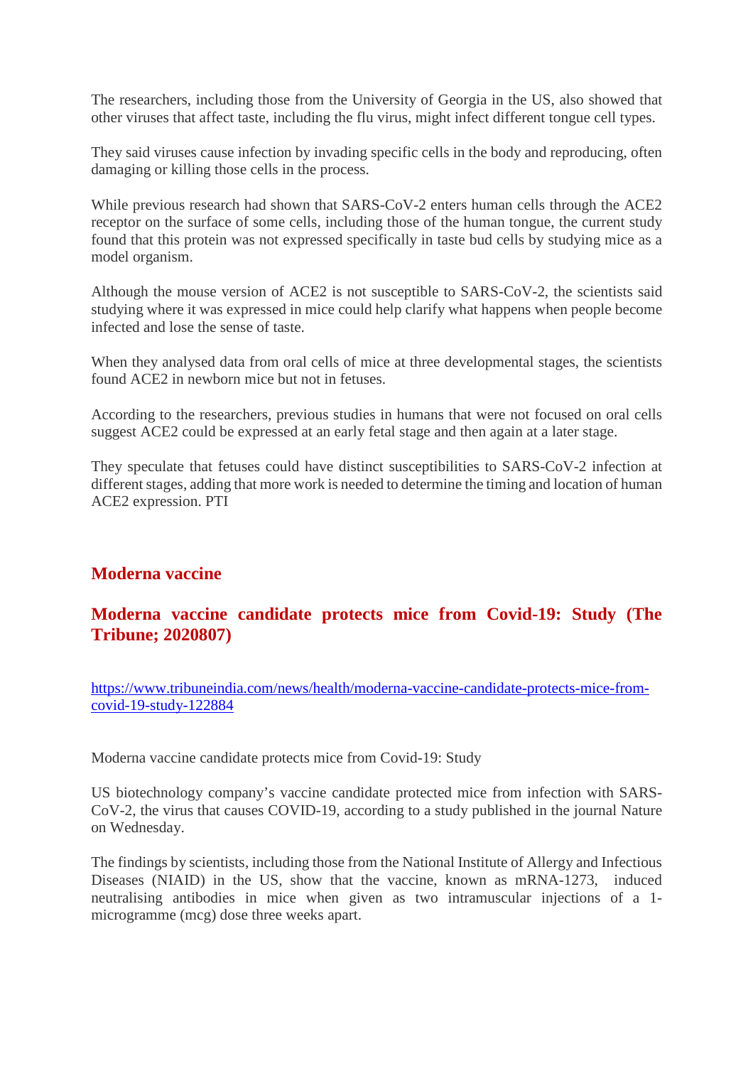The researchers, including those from the University of Georgia in the US, also showed that other viruses that affect taste, including the flu virus, might infect different tongue cell types.

They said viruses cause infection by invading specific cells in the body and reproducing, often damaging or killing those cells in the process.

While previous research had shown that SARS-CoV-2 enters human cells through the ACE2 receptor on the surface of some cells, including those of the human tongue, the current study found that this protein was not expressed specifically in taste bud cells by studying mice as a model organism.

Although the mouse version of ACE2 is not susceptible to SARS-CoV-2, the scientists said studying where it was expressed in mice could help clarify what happens when people become infected and lose the sense of taste.

When they analysed data from oral cells of mice at three developmental stages, the scientists found ACE2 in newborn mice but not in fetuses.

According to the researchers, previous studies in humans that were not focused on oral cells suggest ACE2 could be expressed at an early fetal stage and then again at a later stage.

They speculate that fetuses could have distinct susceptibilities to SARS-CoV-2 infection at different stages, adding that more work is needed to determine the timing and location of human ACE2 expression. PTI

## Moderna vaccine

### Moderna vaccine candidate protects mice from Covid-19: Study (The Tribune; 2020807)

https://www.tribuneindia.com/news/health/moderna-vaccine-candidate-protects-mice-from-covid-19-study-122884

Moderna vaccine candidate protects mice from Covid-19: Study

US biotechnology company's vaccine candidate protected mice from infection with SARS-CoV-2, the virus that causes COVID-19, according to a study published in the journal Nature on Wednesday.

The findings by scientists, including those from the National Institute of Allergy and Infectious Diseases (NIAID) in the US, show that the vaccine, known as mRNA-1273, induced neutralising antibodies in mice when given as two intramuscular injections of a 1-microgramme (mcg) dose three weeks apart.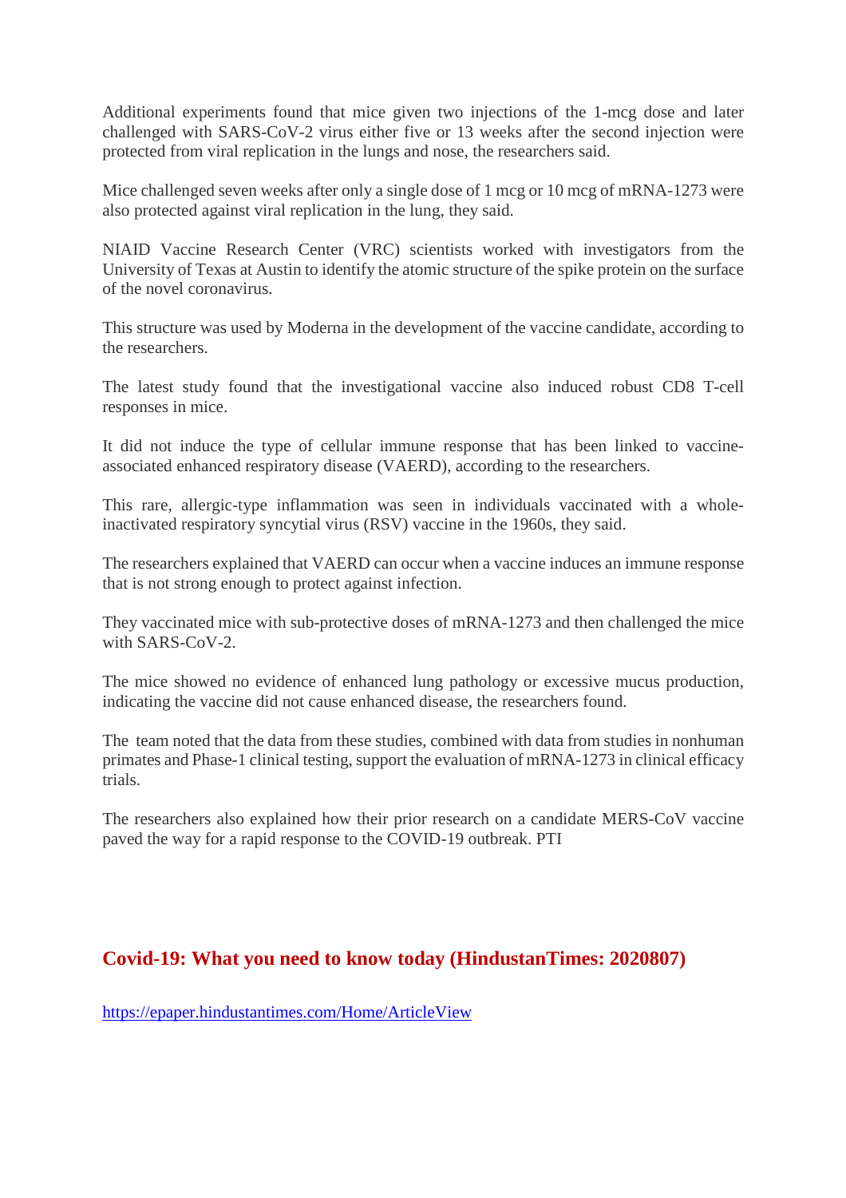Additional experiments found that mice given two injections of the 1-mcg dose and later challenged with SARS-CoV-2 virus either five or 13 weeks after the second injection were protected from viral replication in the lungs and nose, the researchers said.

Mice challenged seven weeks after only a single dose of 1 mcg or 10 mcg of mRNA-1273 were also protected against viral replication in the lung, they said.

NIAID Vaccine Research Center (VRC) scientists worked with investigators from the University of Texas at Austin to identify the atomic structure of the spike protein on the surface of the novel coronavirus.

This structure was used by Moderna in the development of the vaccine candidate, according to the researchers.

The latest study found that the investigational vaccine also induced robust CD8 T-cell responses in mice.

It did not induce the type of cellular immune response that has been linked to vaccine-associated enhanced respiratory disease (VAERD), according to the researchers.

This rare, allergic-type inflammation was seen in individuals vaccinated with a whole-inactivated respiratory syncytial virus (RSV) vaccine in the 1960s, they said.

The researchers explained that VAERD can occur when a vaccine induces an immune response that is not strong enough to protect against infection.

They vaccinated mice with sub-protective doses of mRNA-1273 and then challenged the mice with SARS-CoV-2.

The mice showed no evidence of enhanced lung pathology or excessive mucus production, indicating the vaccine did not cause enhanced disease, the researchers found.

The team noted that the data from these studies, combined with data from studies in nonhuman primates and Phase-1 clinical testing, support the evaluation of mRNA-1273 in clinical efficacy trials.

The researchers also explained how their prior research on a candidate MERS-CoV vaccine paved the way for a rapid response to the COVID-19 outbreak. PTI

## Covid-19: What you need to know today (HindustanTimes: 2020807)

https://epaper.hindustantimes.com/Home/ArticleView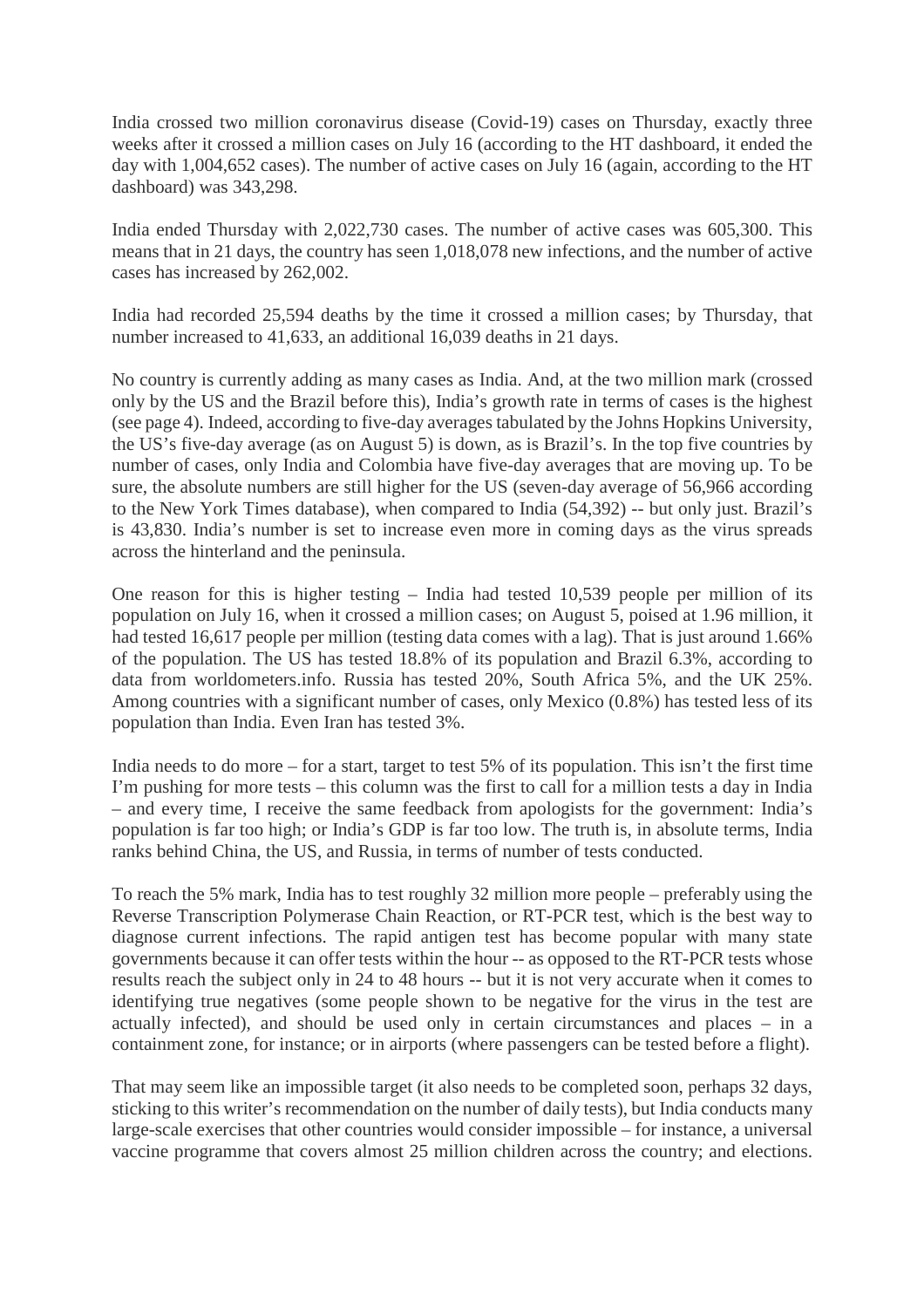India crossed two million coronavirus disease (Covid-19) cases on Thursday, exactly three weeks after it crossed a million cases on July 16 (according to the HT dashboard, it ended the day with 1,004,652 cases). The number of active cases on July 16 (again, according to the HT dashboard) was 343,298.

India ended Thursday with 2,022,730 cases. The number of active cases was 605,300. This means that in 21 days, the country has seen 1,018,078 new infections, and the number of active cases has increased by 262,002.

India had recorded 25,594 deaths by the time it crossed a million cases; by Thursday, that number increased to 41,633, an additional 16,039 deaths in 21 days.

No country is currently adding as many cases as India. And, at the two million mark (crossed only by the US and the Brazil before this), India's growth rate in terms of cases is the highest (see page 4). Indeed, according to five-day averages tabulated by the Johns Hopkins University, the US's five-day average (as on August 5) is down, as is Brazil's. In the top five countries by number of cases, only India and Colombia have five-day averages that are moving up. To be sure, the absolute numbers are still higher for the US (seven-day average of 56,966 according to the New York Times database), when compared to India (54,392) -- but only just. Brazil's is 43,830. India's number is set to increase even more in coming days as the virus spreads across the hinterland and the peninsula.

One reason for this is higher testing – India had tested 10,539 people per million of its population on July 16, when it crossed a million cases; on August 5, poised at 1.96 million, it had tested 16,617 people per million (testing data comes with a lag). That is just around 1.66% of the population. The US has tested 18.8% of its population and Brazil 6.3%, according to data from worldometers.info. Russia has tested 20%, South Africa 5%, and the UK 25%. Among countries with a significant number of cases, only Mexico (0.8%) has tested less of its population than India. Even Iran has tested 3%.

India needs to do more – for a start, target to test 5% of its population. This isn't the first time I'm pushing for more tests – this column was the first to call for a million tests a day in India – and every time, I receive the same feedback from apologists for the government: India's population is far too high; or India's GDP is far too low. The truth is, in absolute terms, India ranks behind China, the US, and Russia, in terms of number of tests conducted.

To reach the 5% mark, India has to test roughly 32 million more people – preferably using the Reverse Transcription Polymerase Chain Reaction, or RT-PCR test, which is the best way to diagnose current infections. The rapid antigen test has become popular with many state governments because it can offer tests within the hour -- as opposed to the RT-PCR tests whose results reach the subject only in 24 to 48 hours -- but it is not very accurate when it comes to identifying true negatives (some people shown to be negative for the virus in the test are actually infected), and should be used only in certain circumstances and places – in a containment zone, for instance; or in airports (where passengers can be tested before a flight).

That may seem like an impossible target (it also needs to be completed soon, perhaps 32 days, sticking to this writer's recommendation on the number of daily tests), but India conducts many large-scale exercises that other countries would consider impossible – for instance, a universal vaccine programme that covers almost 25 million children across the country; and elections.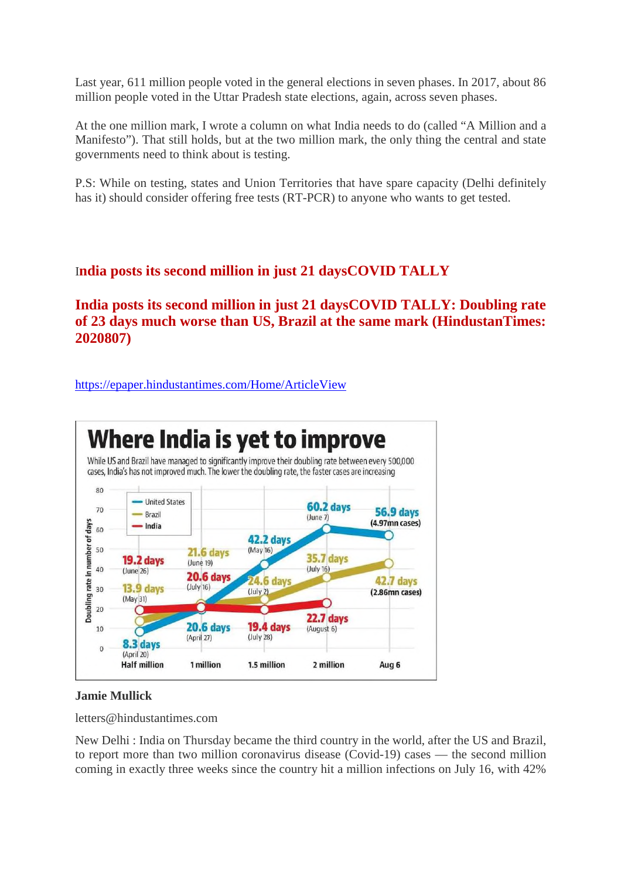Last year, 611 million people voted in the general elections in seven phases. In 2017, about 86 million people voted in the Uttar Pradesh state elections, again, across seven phases.

At the one million mark, I wrote a column on what India needs to do (called "A Million and a Manifesto"). That still holds, but at the two million mark, the only thing the central and state governments need to think about is testing.

P.S: While on testing, states and Union Territories that have spare capacity (Delhi definitely has it) should consider offering free tests (RT-PCR) to anyone who wants to get tested.

## India posts its second million in just 21 daysCOVID TALLY

## India posts its second million in just 21 daysCOVID TALLY: Doubling rate of 23 days much worse than US, Brazil at the same mark (HindustanTimes: 2020807)

https://epaper.hindustantimes.com/Home/ArticleView

**Where India is yet to improve**

While US and Brazil have managed to significantly improve their doubling rate between every 500,000 cases, India's has not improved much. The lower the doubling rate, the faster cases are increasing

| Milestone | United States | Brazil | India |
|---|---|---|---|
| Half million | 8.3 days (April 20) | 13.9 days (May 31) | 19.2 days (June 26) |
| 1 million | 20.6 days (April 27) | 21.6 days (June 19) | 20.6 days (July 16) |
| 1.5 million | 42.2 days (May 16) | 24.6 days (July 2) | 19.4 days (July 28) |
| 2 million | 60.2 days (June 7) | 35.7 days (July 16) | 22.7 days (August 6) |
| Aug 6 | 56.9 days (4.97mn cases) | 42.7 days (2.86mn cases) | |

**Jamie Mullick**

letters@hindustantimes.com

New Delhi : India on Thursday became the third country in the world, after the US and Brazil, to report more than two million coronavirus disease (Covid-19) cases — the second million coming in exactly three weeks since the country hit a million infections on July 16, with 42%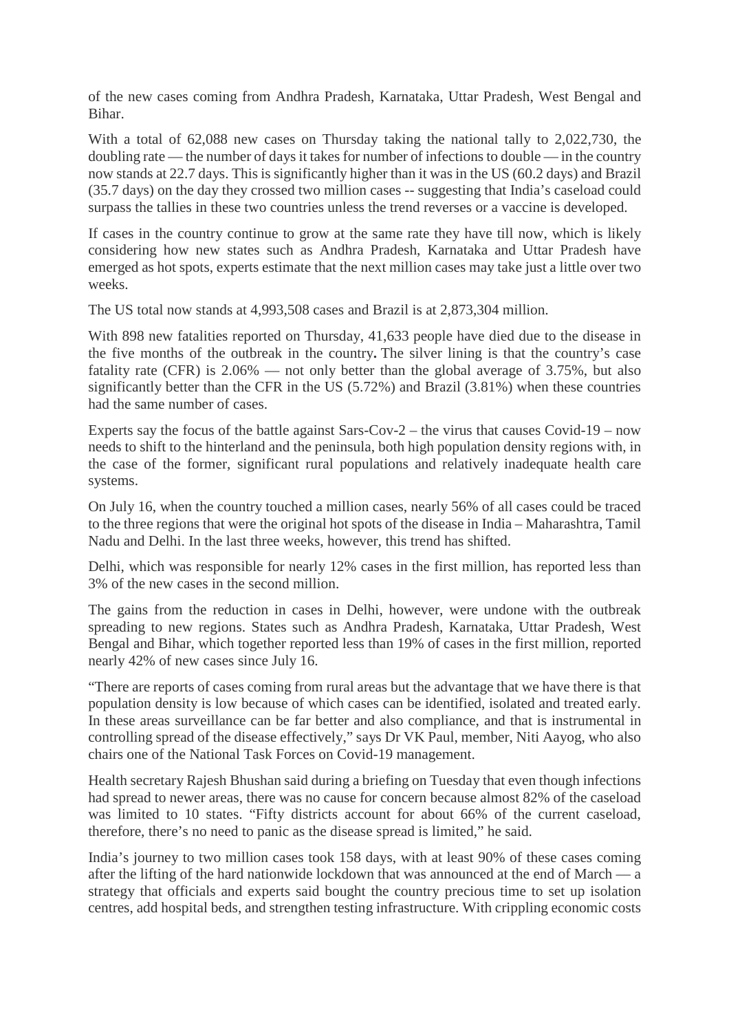of the new cases coming from Andhra Pradesh, Karnataka, Uttar Pradesh, West Bengal and Bihar.

With a total of 62,088 new cases on Thursday taking the national tally to 2,022,730, the doubling rate — the number of days it takes for number of infections to double — in the country now stands at 22.7 days. This is significantly higher than it was in the US (60.2 days) and Brazil (35.7 days) on the day they crossed two million cases -- suggesting that India's caseload could surpass the tallies in these two countries unless the trend reverses or a vaccine is developed.

If cases in the country continue to grow at the same rate they have till now, which is likely considering how new states such as Andhra Pradesh, Karnataka and Uttar Pradesh have emerged as hot spots, experts estimate that the next million cases may take just a little over two weeks.

The US total now stands at 4,993,508 cases and Brazil is at 2,873,304 million.

With 898 new fatalities reported on Thursday, 41,633 people have died due to the disease in the five months of the outbreak in the country**.** The silver lining is that the country's case fatality rate (CFR) is 2.06% — not only better than the global average of 3.75%, but also significantly better than the CFR in the US (5.72%) and Brazil (3.81%) when these countries had the same number of cases.

Experts say the focus of the battle against Sars-Cov-2 – the virus that causes Covid-19 – now needs to shift to the hinterland and the peninsula, both high population density regions with, in the case of the former, significant rural populations and relatively inadequate health care systems.

On July 16, when the country touched a million cases, nearly 56% of all cases could be traced to the three regions that were the original hot spots of the disease in India – Maharashtra, Tamil Nadu and Delhi. In the last three weeks, however, this trend has shifted.

Delhi, which was responsible for nearly 12% cases in the first million, has reported less than 3% of the new cases in the second million.

The gains from the reduction in cases in Delhi, however, were undone with the outbreak spreading to new regions. States such as Andhra Pradesh, Karnataka, Uttar Pradesh, West Bengal and Bihar, which together reported less than 19% of cases in the first million, reported nearly 42% of new cases since July 16.

"There are reports of cases coming from rural areas but the advantage that we have there is that population density is low because of which cases can be identified, isolated and treated early. In these areas surveillance can be far better and also compliance, and that is instrumental in controlling spread of the disease effectively," says Dr VK Paul, member, Niti Aayog, who also chairs one of the National Task Forces on Covid-19 management.

Health secretary Rajesh Bhushan said during a briefing on Tuesday that even though infections had spread to newer areas, there was no cause for concern because almost 82% of the caseload was limited to 10 states. "Fifty districts account for about 66% of the current caseload, therefore, there's no need to panic as the disease spread is limited," he said.

India's journey to two million cases took 158 days, with at least 90% of these cases coming after the lifting of the hard nationwide lockdown that was announced at the end of March — a strategy that officials and experts said bought the country precious time to set up isolation centres, add hospital beds, and strengthen testing infrastructure. With crippling economic costs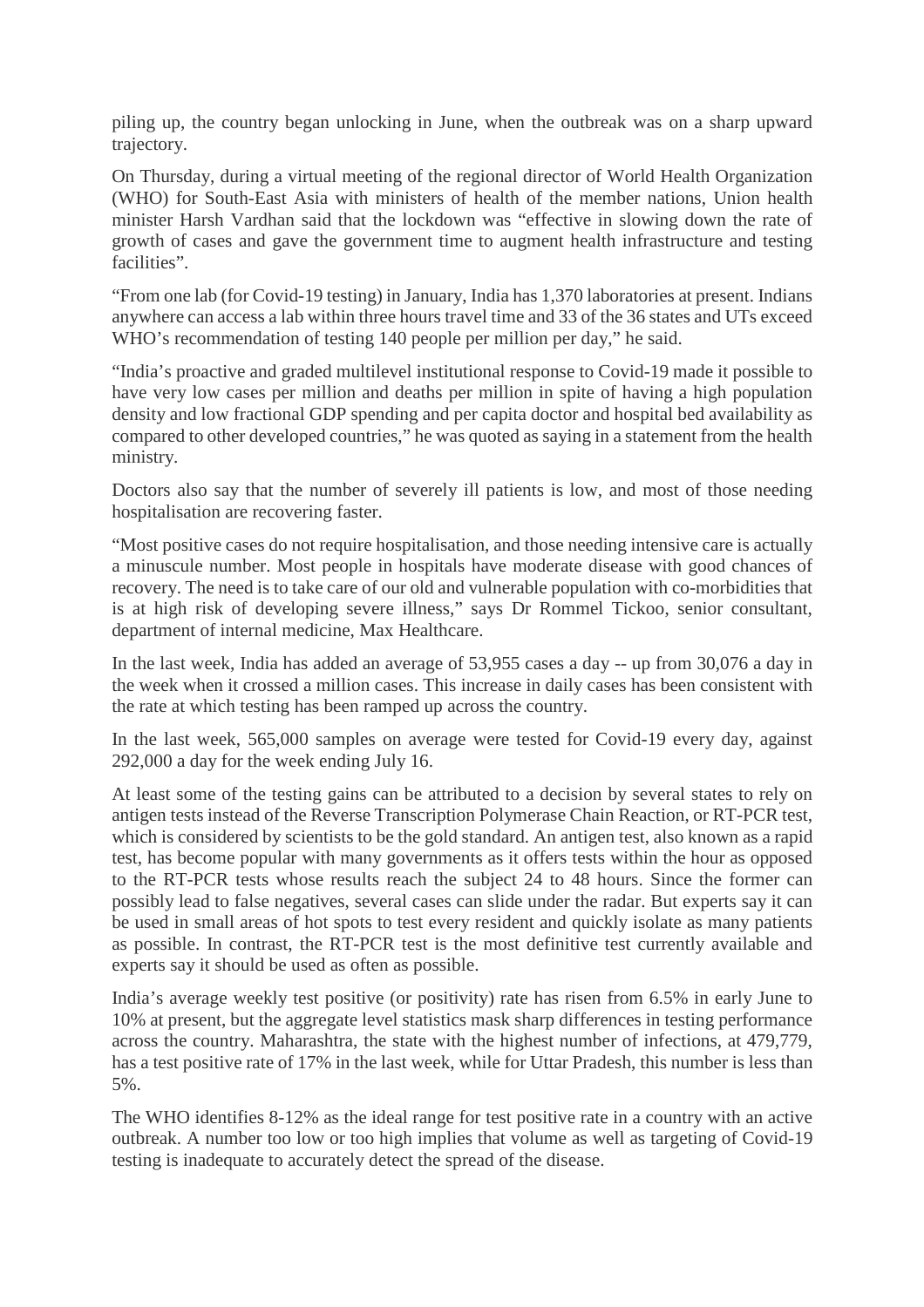piling up, the country began unlocking in June, when the outbreak was on a sharp upward trajectory.

On Thursday, during a virtual meeting of the regional director of World Health Organization (WHO) for South-East Asia with ministers of health of the member nations, Union health minister Harsh Vardhan said that the lockdown was "effective in slowing down the rate of growth of cases and gave the government time to augment health infrastructure and testing facilities".

"From one lab (for Covid-19 testing) in January, India has 1,370 laboratories at present. Indians anywhere can access a lab within three hours travel time and 33 of the 36 states and UTs exceed WHO's recommendation of testing 140 people per million per day," he said.

"India's proactive and graded multilevel institutional response to Covid-19 made it possible to have very low cases per million and deaths per million in spite of having a high population density and low fractional GDP spending and per capita doctor and hospital bed availability as compared to other developed countries," he was quoted as saying in a statement from the health ministry.

Doctors also say that the number of severely ill patients is low, and most of those needing hospitalisation are recovering faster.

"Most positive cases do not require hospitalisation, and those needing intensive care is actually a minuscule number. Most people in hospitals have moderate disease with good chances of recovery. The need is to take care of our old and vulnerable population with co-morbidities that is at high risk of developing severe illness," says Dr Rommel Tickoo, senior consultant, department of internal medicine, Max Healthcare.

In the last week, India has added an average of 53,955 cases a day -- up from 30,076 a day in the week when it crossed a million cases. This increase in daily cases has been consistent with the rate at which testing has been ramped up across the country.

In the last week, 565,000 samples on average were tested for Covid-19 every day, against 292,000 a day for the week ending July 16.

At least some of the testing gains can be attributed to a decision by several states to rely on antigen tests instead of the Reverse Transcription Polymerase Chain Reaction, or RT-PCR test, which is considered by scientists to be the gold standard. An antigen test, also known as a rapid test, has become popular with many governments as it offers tests within the hour as opposed to the RT-PCR tests whose results reach the subject 24 to 48 hours. Since the former can possibly lead to false negatives, several cases can slide under the radar. But experts say it can be used in small areas of hot spots to test every resident and quickly isolate as many patients as possible. In contrast, the RT-PCR test is the most definitive test currently available and experts say it should be used as often as possible.

India's average weekly test positive (or positivity) rate has risen from 6.5% in early June to 10% at present, but the aggregate level statistics mask sharp differences in testing performance across the country. Maharashtra, the state with the highest number of infections, at 479,779, has a test positive rate of 17% in the last week, while for Uttar Pradesh, this number is less than 5%.

The WHO identifies 8-12% as the ideal range for test positive rate in a country with an active outbreak. A number too low or too high implies that volume as well as targeting of Covid-19 testing is inadequate to accurately detect the spread of the disease.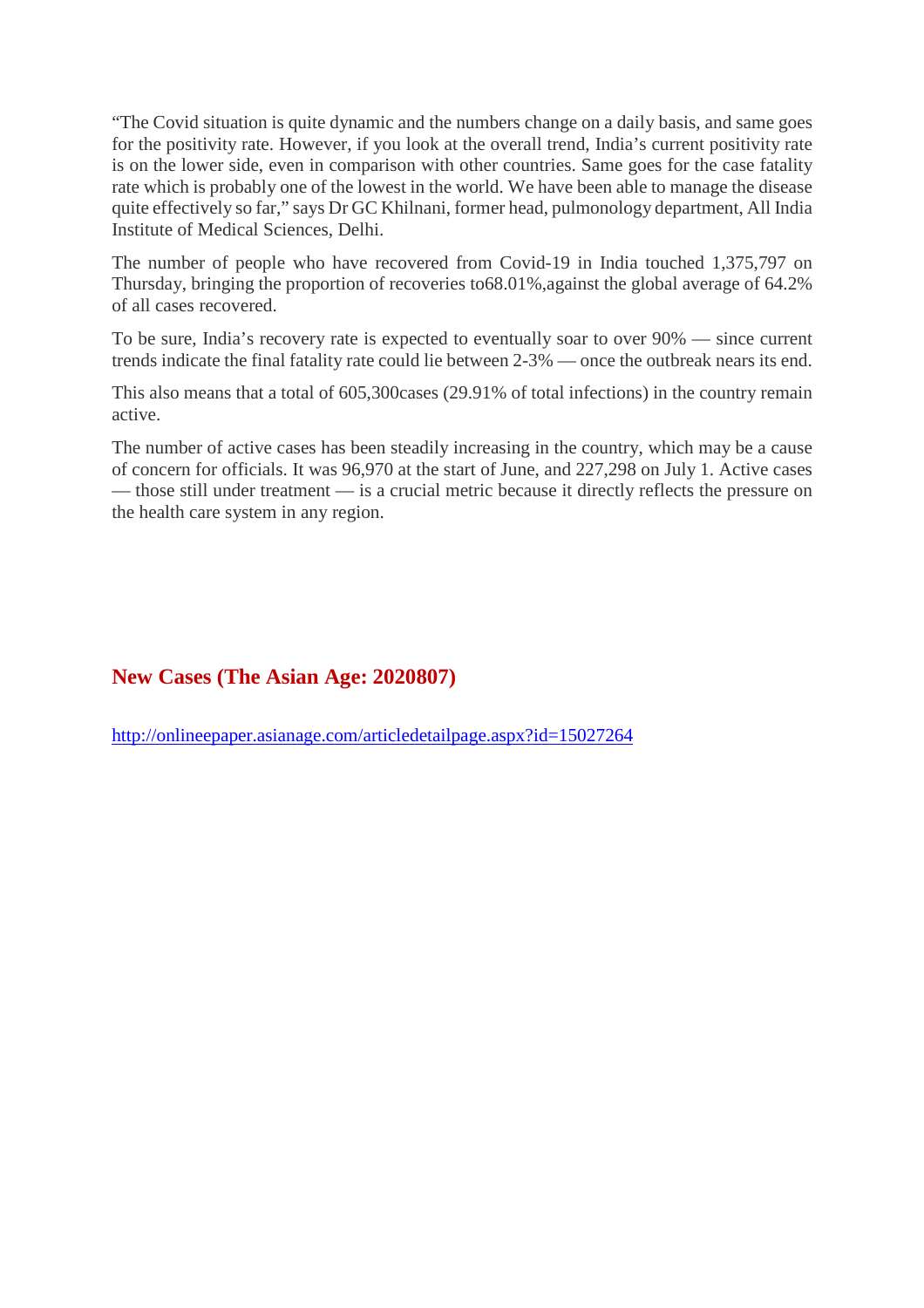"The Covid situation is quite dynamic and the numbers change on a daily basis, and same goes for the positivity rate. However, if you look at the overall trend, India's current positivity rate is on the lower side, even in comparison with other countries. Same goes for the case fatality rate which is probably one of the lowest in the world. We have been able to manage the disease quite effectively so far," says Dr GC Khilnani, former head, pulmonology department, All India Institute of Medical Sciences, Delhi.

The number of people who have recovered from Covid-19 in India touched 1,375,797 on Thursday, bringing the proportion of recoveries to68.01%,against the global average of 64.2% of all cases recovered.

To be sure, India's recovery rate is expected to eventually soar to over 90% — since current trends indicate the final fatality rate could lie between 2-3% — once the outbreak nears its end.

This also means that a total of 605,300cases (29.91% of total infections) in the country remain active.

The number of active cases has been steadily increasing in the country, which may be a cause of concern for officials. It was 96,970 at the start of June, and 227,298 on July 1. Active cases — those still under treatment — is a crucial metric because it directly reflects the pressure on the health care system in any region.

## New Cases (The Asian Age: 2020807)

http://onlineepaper.asianage.com/articledetailpage.aspx?id=15027264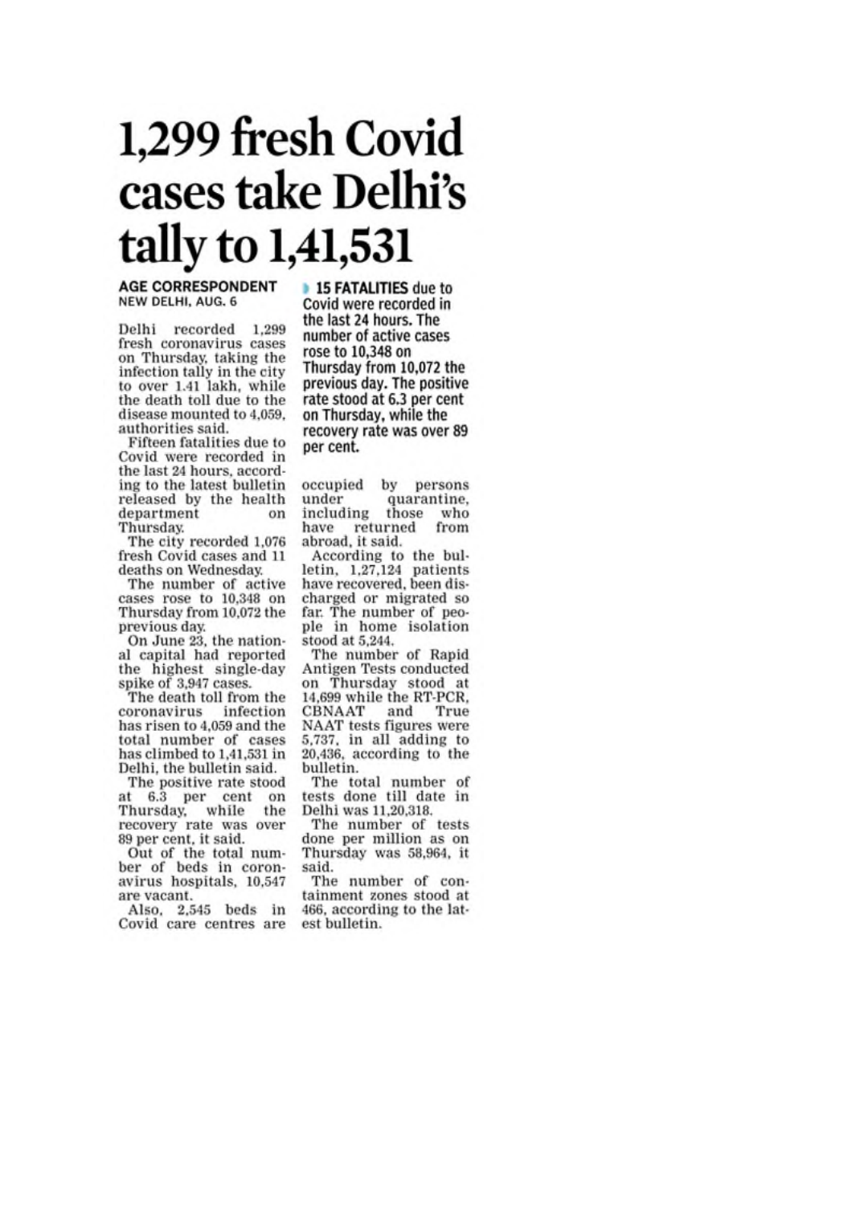# 1,299 fresh Covid cases take Delhi's tally to 1,41,531

**AGE CORRESPONDENT**
NEW DELHI, AUG. 6

**15 FATALITIES** due to Covid were recorded in the last 24 hours. The number of active cases rose to 10,348 on Thursday from 10,072 the previous day. The positive rate stood at 6.3 per cent on Thursday, while the recovery rate was over 89 per cent.

Delhi recorded 1,299 fresh coronavirus cases on Thursday, taking the infection tally in the city to over 1.41 lakh, while the death toll due to the disease mounted to 4,059, authorities said.

Fifteen fatalities due to Covid were recorded in the last 24 hours, according to the latest bulletin released by the health department on Thursday.

The city recorded 1,076 fresh Covid cases and 11 deaths on Wednesday.

The number of active cases rose to 10,348 on Thursday from 10,072 the previous day.

On June 23, the national capital had reported the highest single-day spike of 3,947 cases.

The death toll from the coronavirus infection has risen to 4,059 and the total number of cases has climbed to 1,41,531 in Delhi, the bulletin said.

The positive rate stood at 6.3 per cent on Thursday, while the recovery rate was over 89 per cent, it said.

Out of the total number of beds in coronavirus hospitals, 10,547 are vacant.

Also, 2,545 beds in Covid care centres are occupied by persons under quarantine, including those who have returned from abroad, it said.

According to the bulletin, 1,27,124 patients have recovered, been discharged or migrated so far. The number of people in home isolation stood at 5,244.

The number of Rapid Antigen Tests conducted on Thursday stood at 14,699 while the RT-PCR, CBNAAT and True NAAT tests figures were 5,737, in all adding to 20,436, according to the bulletin.

The total number of tests done till date in Delhi was 11,20,318.

The number of tests done per million as on Thursday was 58,964, it said.

The number of containment zones stood at 466, according to the latest bulletin.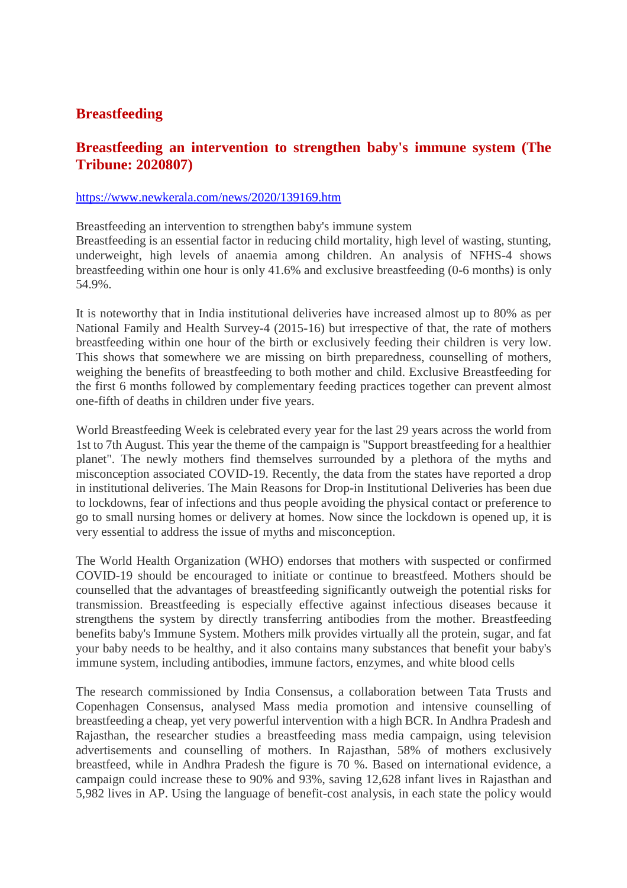## Breastfeeding

### Breastfeeding an intervention to strengthen baby's immune system (The Tribune: 2020807)

https://www.newkerala.com/news/2020/139169.htm

Breastfeeding an intervention to strengthen baby's immune system
Breastfeeding is an essential factor in reducing child mortality, high level of wasting, stunting, underweight, high levels of anaemia among children. An analysis of NFHS-4 shows breastfeeding within one hour is only 41.6% and exclusive breastfeeding (0-6 months) is only 54.9%.

It is noteworthy that in India institutional deliveries have increased almost up to 80% as per National Family and Health Survey-4 (2015-16) but irrespective of that, the rate of mothers breastfeeding within one hour of the birth or exclusively feeding their children is very low. This shows that somewhere we are missing on birth preparedness, counselling of mothers, weighing the benefits of breastfeeding to both mother and child. Exclusive Breastfeeding for the first 6 months followed by complementary feeding practices together can prevent almost one-fifth of deaths in children under five years.

World Breastfeeding Week is celebrated every year for the last 29 years across the world from 1st to 7th August. This year the theme of the campaign is "Support breastfeeding for a healthier planet". The newly mothers find themselves surrounded by a plethora of the myths and misconception associated COVID-19. Recently, the data from the states have reported a drop in institutional deliveries. The Main Reasons for Drop-in Institutional Deliveries has been due to lockdowns, fear of infections and thus people avoiding the physical contact or preference to go to small nursing homes or delivery at homes. Now since the lockdown is opened up, it is very essential to address the issue of myths and misconception.

The World Health Organization (WHO) endorses that mothers with suspected or confirmed COVID-19 should be encouraged to initiate or continue to breastfeed. Mothers should be counselled that the advantages of breastfeeding significantly outweigh the potential risks for transmission. Breastfeeding is especially effective against infectious diseases because it strengthens the system by directly transferring antibodies from the mother. Breastfeeding benefits baby's Immune System. Mothers milk provides virtually all the protein, sugar, and fat your baby needs to be healthy, and it also contains many substances that benefit your baby's immune system, including antibodies, immune factors, enzymes, and white blood cells

The research commissioned by India Consensus, a collaboration between Tata Trusts and Copenhagen Consensus, analysed Mass media promotion and intensive counselling of breastfeeding a cheap, yet very powerful intervention with a high BCR. In Andhra Pradesh and Rajasthan, the researcher studies a breastfeeding mass media campaign, using television advertisements and counselling of mothers. In Rajasthan, 58% of mothers exclusively breastfeed, while in Andhra Pradesh the figure is 70 %. Based on international evidence, a campaign could increase these to 90% and 93%, saving 12,628 infant lives in Rajasthan and 5,982 lives in AP. Using the language of benefit-cost analysis, in each state the policy would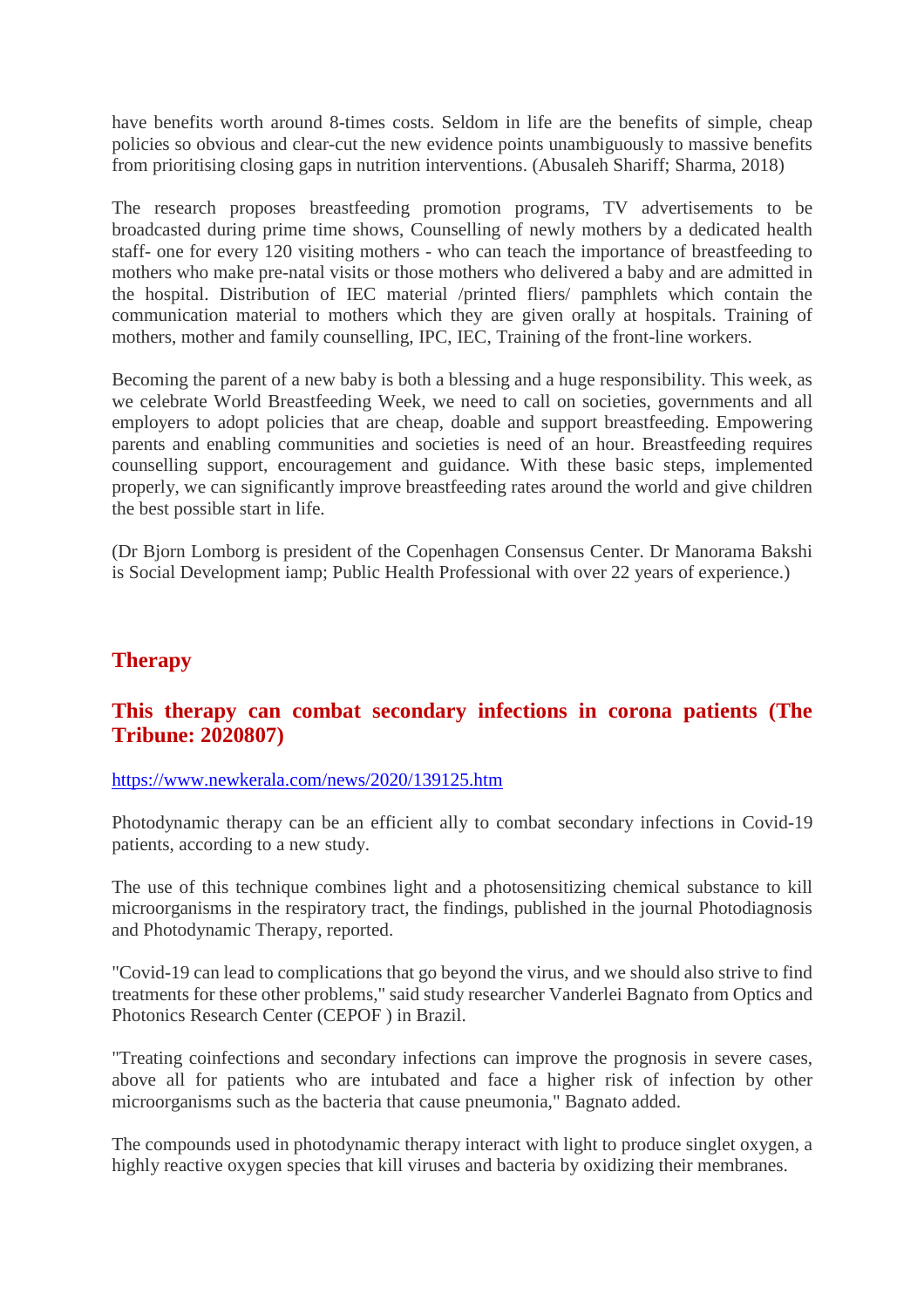have benefits worth around 8-times costs. Seldom in life are the benefits of simple, cheap policies so obvious and clear-cut the new evidence points unambiguously to massive benefits from prioritising closing gaps in nutrition interventions. (Abusaleh Shariff; Sharma, 2018)

The research proposes breastfeeding promotion programs, TV advertisements to be broadcasted during prime time shows, Counselling of newly mothers by a dedicated health staff- one for every 120 visiting mothers - who can teach the importance of breastfeeding to mothers who make pre-natal visits or those mothers who delivered a baby and are admitted in the hospital. Distribution of IEC material /printed fliers/ pamphlets which contain the communication material to mothers which they are given orally at hospitals. Training of mothers, mother and family counselling, IPC, IEC, Training of the front-line workers.

Becoming the parent of a new baby is both a blessing and a huge responsibility. This week, as we celebrate World Breastfeeding Week, we need to call on societies, governments and all employers to adopt policies that are cheap, doable and support breastfeeding. Empowering parents and enabling communities and societies is need of an hour. Breastfeeding requires counselling support, encouragement and guidance. With these basic steps, implemented properly, we can significantly improve breastfeeding rates around the world and give children the best possible start in life.

(Dr Bjorn Lomborg is president of the Copenhagen Consensus Center. Dr Manorama Bakshi is Social Development iamp; Public Health Professional with over 22 years of experience.)

## Therapy

## This therapy can combat secondary infections in corona patients (The Tribune: 2020807)

https://www.newkerala.com/news/2020/139125.htm

Photodynamic therapy can be an efficient ally to combat secondary infections in Covid-19 patients, according to a new study.

The use of this technique combines light and a photosensitizing chemical substance to kill microorganisms in the respiratory tract, the findings, published in the journal Photodiagnosis and Photodynamic Therapy, reported.

"Covid-19 can lead to complications that go beyond the virus, and we should also strive to find treatments for these other problems," said study researcher Vanderlei Bagnato from Optics and Photonics Research Center (CEPOF ) in Brazil.

"Treating coinfections and secondary infections can improve the prognosis in severe cases, above all for patients who are intubated and face a higher risk of infection by other microorganisms such as the bacteria that cause pneumonia," Bagnato added.

The compounds used in photodynamic therapy interact with light to produce singlet oxygen, a highly reactive oxygen species that kill viruses and bacteria by oxidizing their membranes.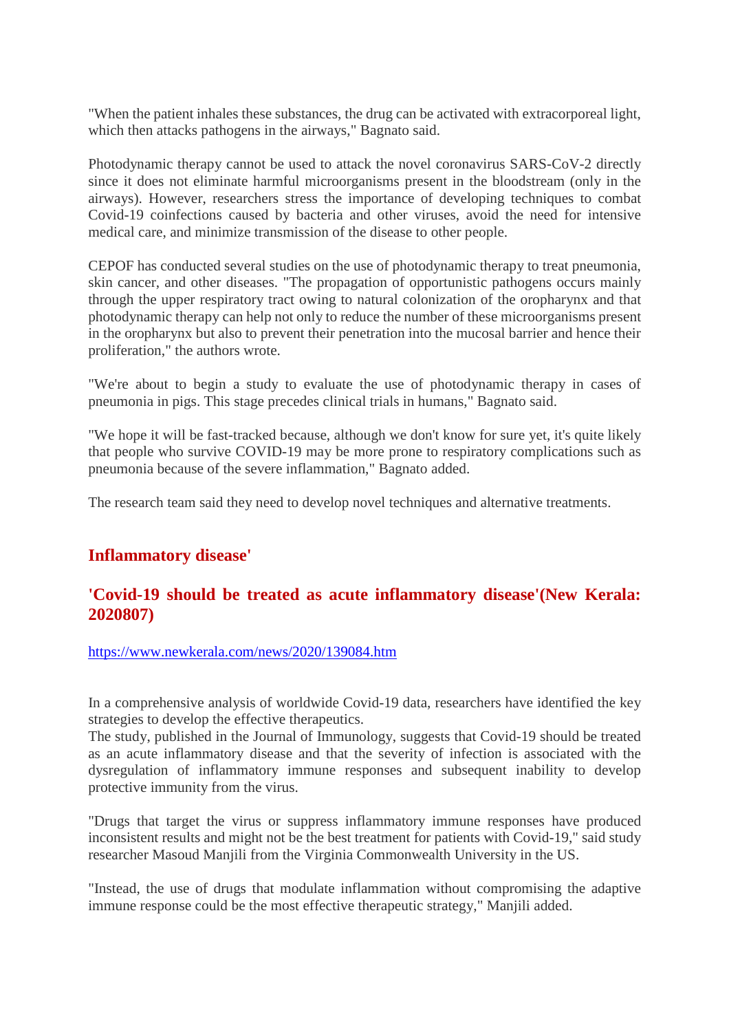"When the patient inhales these substances, the drug can be activated with extracorporeal light, which then attacks pathogens in the airways," Bagnato said.

Photodynamic therapy cannot be used to attack the novel coronavirus SARS-CoV-2 directly since it does not eliminate harmful microorganisms present in the bloodstream (only in the airways). However, researchers stress the importance of developing techniques to combat Covid-19 coinfections caused by bacteria and other viruses, avoid the need for intensive medical care, and minimize transmission of the disease to other people.

CEPOF has conducted several studies on the use of photodynamic therapy to treat pneumonia, skin cancer, and other diseases. "The propagation of opportunistic pathogens occurs mainly through the upper respiratory tract owing to natural colonization of the oropharynx and that photodynamic therapy can help not only to reduce the number of these microorganisms present in the oropharynx but also to prevent their penetration into the mucosal barrier and hence their proliferation," the authors wrote.

"We're about to begin a study to evaluate the use of photodynamic therapy in cases of pneumonia in pigs. This stage precedes clinical trials in humans," Bagnato said.

"We hope it will be fast-tracked because, although we don't know for sure yet, it's quite likely that people who survive COVID-19 may be more prone to respiratory complications such as pneumonia because of the severe inflammation," Bagnato added.

The research team said they need to develop novel techniques and alternative treatments.

## Inflammatory disease'

## 'Covid-19 should be treated as acute inflammatory disease'(New Kerala: 2020807)

https://www.newkerala.com/news/2020/139084.htm

In a comprehensive analysis of worldwide Covid-19 data, researchers have identified the key strategies to develop the effective therapeutics.
The study, published in the Journal of Immunology, suggests that Covid-19 should be treated as an acute inflammatory disease and that the severity of infection is associated with the dysregulation of inflammatory immune responses and subsequent inability to develop protective immunity from the virus.

"Drugs that target the virus or suppress inflammatory immune responses have produced inconsistent results and might not be the best treatment for patients with Covid-19," said study researcher Masoud Manjili from the Virginia Commonwealth University in the US.

"Instead, the use of drugs that modulate inflammation without compromising the adaptive immune response could be the most effective therapeutic strategy," Manjili added.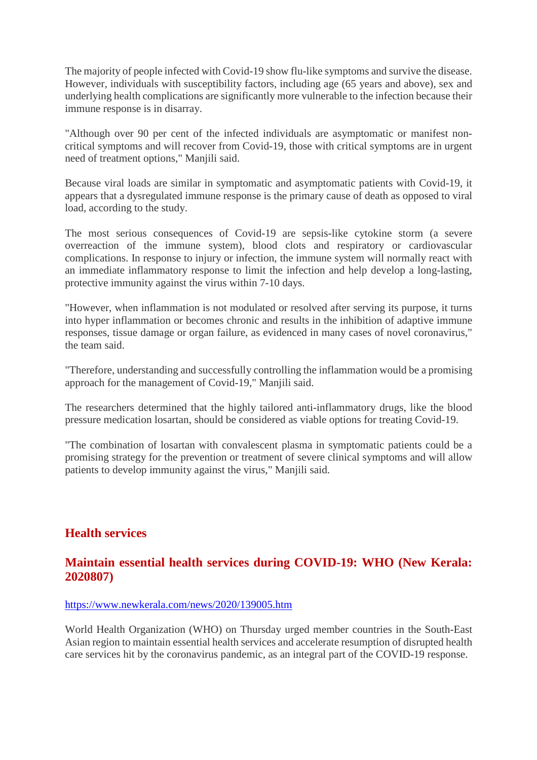The majority of people infected with Covid-19 show flu-like symptoms and survive the disease. However, individuals with susceptibility factors, including age (65 years and above), sex and underlying health complications are significantly more vulnerable to the infection because their immune response is in disarray.

"Although over 90 per cent of the infected individuals are asymptomatic or manifest non-critical symptoms and will recover from Covid-19, those with critical symptoms are in urgent need of treatment options," Manjili said.

Because viral loads are similar in symptomatic and asymptomatic patients with Covid-19, it appears that a dysregulated immune response is the primary cause of death as opposed to viral load, according to the study.

The most serious consequences of Covid-19 are sepsis-like cytokine storm (a severe overreaction of the immune system), blood clots and respiratory or cardiovascular complications. In response to injury or infection, the immune system will normally react with an immediate inflammatory response to limit the infection and help develop a long-lasting, protective immunity against the virus within 7-10 days.

"However, when inflammation is not modulated or resolved after serving its purpose, it turns into hyper inflammation or becomes chronic and results in the inhibition of adaptive immune responses, tissue damage or organ failure, as evidenced in many cases of novel coronavirus," the team said.

"Therefore, understanding and successfully controlling the inflammation would be a promising approach for the management of Covid-19," Manjili said.

The researchers determined that the highly tailored anti-inflammatory drugs, like the blood pressure medication losartan, should be considered as viable options for treating Covid-19.

"The combination of losartan with convalescent plasma in symptomatic patients could be a promising strategy for the prevention or treatment of severe clinical symptoms and will allow patients to develop immunity against the virus," Manjili said.

## Health services

### Maintain essential health services during COVID-19: WHO (New Kerala: 2020807)

https://www.newkerala.com/news/2020/139005.htm

World Health Organization (WHO) on Thursday urged member countries in the South-East Asian region to maintain essential health services and accelerate resumption of disrupted health care services hit by the coronavirus pandemic, as an integral part of the COVID-19 response.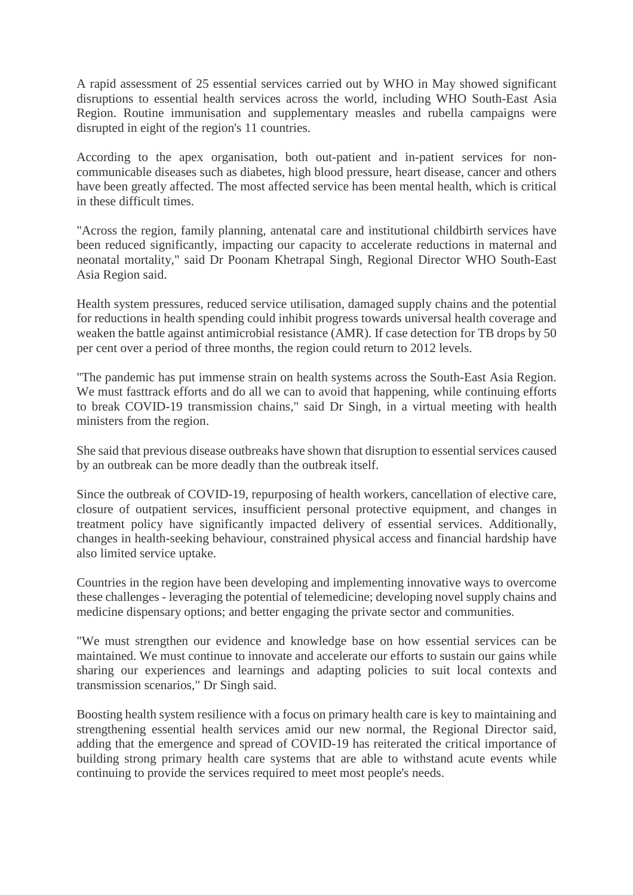A rapid assessment of 25 essential services carried out by WHO in May showed significant disruptions to essential health services across the world, including WHO South-East Asia Region. Routine immunisation and supplementary measles and rubella campaigns were disrupted in eight of the region's 11 countries.

According to the apex organisation, both out-patient and in-patient services for non-communicable diseases such as diabetes, high blood pressure, heart disease, cancer and others have been greatly affected. The most affected service has been mental health, which is critical in these difficult times.

"Across the region, family planning, antenatal care and institutional childbirth services have been reduced significantly, impacting our capacity to accelerate reductions in maternal and neonatal mortality," said Dr Poonam Khetrapal Singh, Regional Director WHO South-East Asia Region said.

Health system pressures, reduced service utilisation, damaged supply chains and the potential for reductions in health spending could inhibit progress towards universal health coverage and weaken the battle against antimicrobial resistance (AMR). If case detection for TB drops by 50 per cent over a period of three months, the region could return to 2012 levels.

"The pandemic has put immense strain on health systems across the South-East Asia Region. We must fasttrack efforts and do all we can to avoid that happening, while continuing efforts to break COVID-19 transmission chains," said Dr Singh, in a virtual meeting with health ministers from the region.

She said that previous disease outbreaks have shown that disruption to essential services caused by an outbreak can be more deadly than the outbreak itself.

Since the outbreak of COVID-19, repurposing of health workers, cancellation of elective care, closure of outpatient services, insufficient personal protective equipment, and changes in treatment policy have significantly impacted delivery of essential services. Additionally, changes in health-seeking behaviour, constrained physical access and financial hardship have also limited service uptake.

Countries in the region have been developing and implementing innovative ways to overcome these challenges - leveraging the potential of telemedicine; developing novel supply chains and medicine dispensary options; and better engaging the private sector and communities.

"We must strengthen our evidence and knowledge base on how essential services can be maintained. We must continue to innovate and accelerate our efforts to sustain our gains while sharing our experiences and learnings and adapting policies to suit local contexts and transmission scenarios," Dr Singh said.

Boosting health system resilience with a focus on primary health care is key to maintaining and strengthening essential health services amid our new normal, the Regional Director said, adding that the emergence and spread of COVID-19 has reiterated the critical importance of building strong primary health care systems that are able to withstand acute events while continuing to provide the services required to meet most people's needs.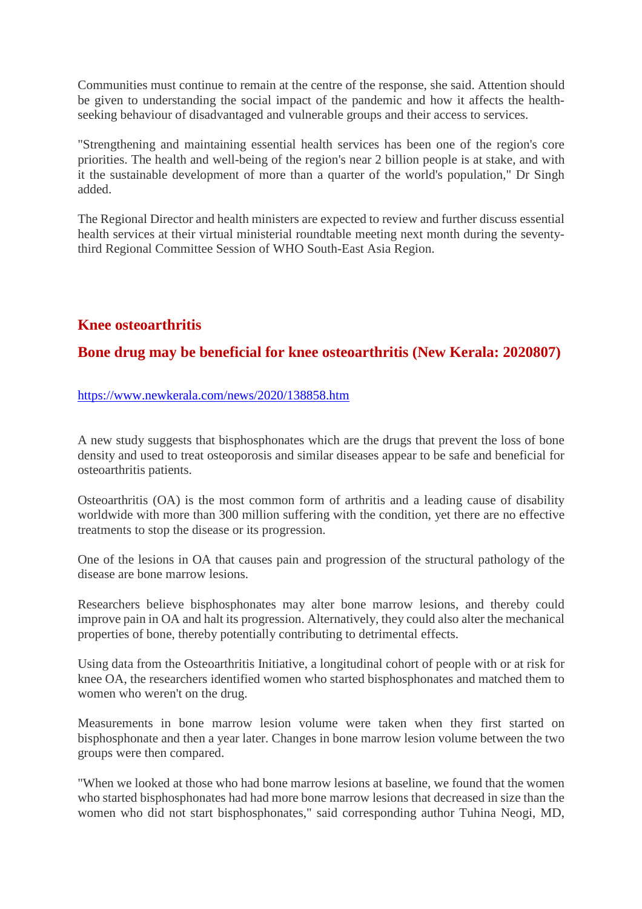Communities must continue to remain at the centre of the response, she said. Attention should be given to understanding the social impact of the pandemic and how it affects the health-seeking behaviour of disadvantaged and vulnerable groups and their access to services.

"Strengthening and maintaining essential health services has been one of the region's core priorities. The health and well-being of the region's near 2 billion people is at stake, and with it the sustainable development of more than a quarter of the world's population," Dr Singh added.

The Regional Director and health ministers are expected to review and further discuss essential health services at their virtual ministerial roundtable meeting next month during the seventy-third Regional Committee Session of WHO South-East Asia Region.

## Knee osteoarthritis

### Bone drug may be beneficial for knee osteoarthritis (New Kerala: 2020807)

https://www.newkerala.com/news/2020/138858.htm

A new study suggests that bisphosphonates which are the drugs that prevent the loss of bone density and used to treat osteoporosis and similar diseases appear to be safe and beneficial for osteoarthritis patients.

Osteoarthritis (OA) is the most common form of arthritis and a leading cause of disability worldwide with more than 300 million suffering with the condition, yet there are no effective treatments to stop the disease or its progression.

One of the lesions in OA that causes pain and progression of the structural pathology of the disease are bone marrow lesions.

Researchers believe bisphosphonates may alter bone marrow lesions, and thereby could improve pain in OA and halt its progression. Alternatively, they could also alter the mechanical properties of bone, thereby potentially contributing to detrimental effects.

Using data from the Osteoarthritis Initiative, a longitudinal cohort of people with or at risk for knee OA, the researchers identified women who started bisphosphonates and matched them to women who weren't on the drug.

Measurements in bone marrow lesion volume were taken when they first started on bisphosphonate and then a year later. Changes in bone marrow lesion volume between the two groups were then compared.

"When we looked at those who had bone marrow lesions at baseline, we found that the women who started bisphosphonates had had more bone marrow lesions that decreased in size than the women who did not start bisphosphonates," said corresponding author Tuhina Neogi, MD,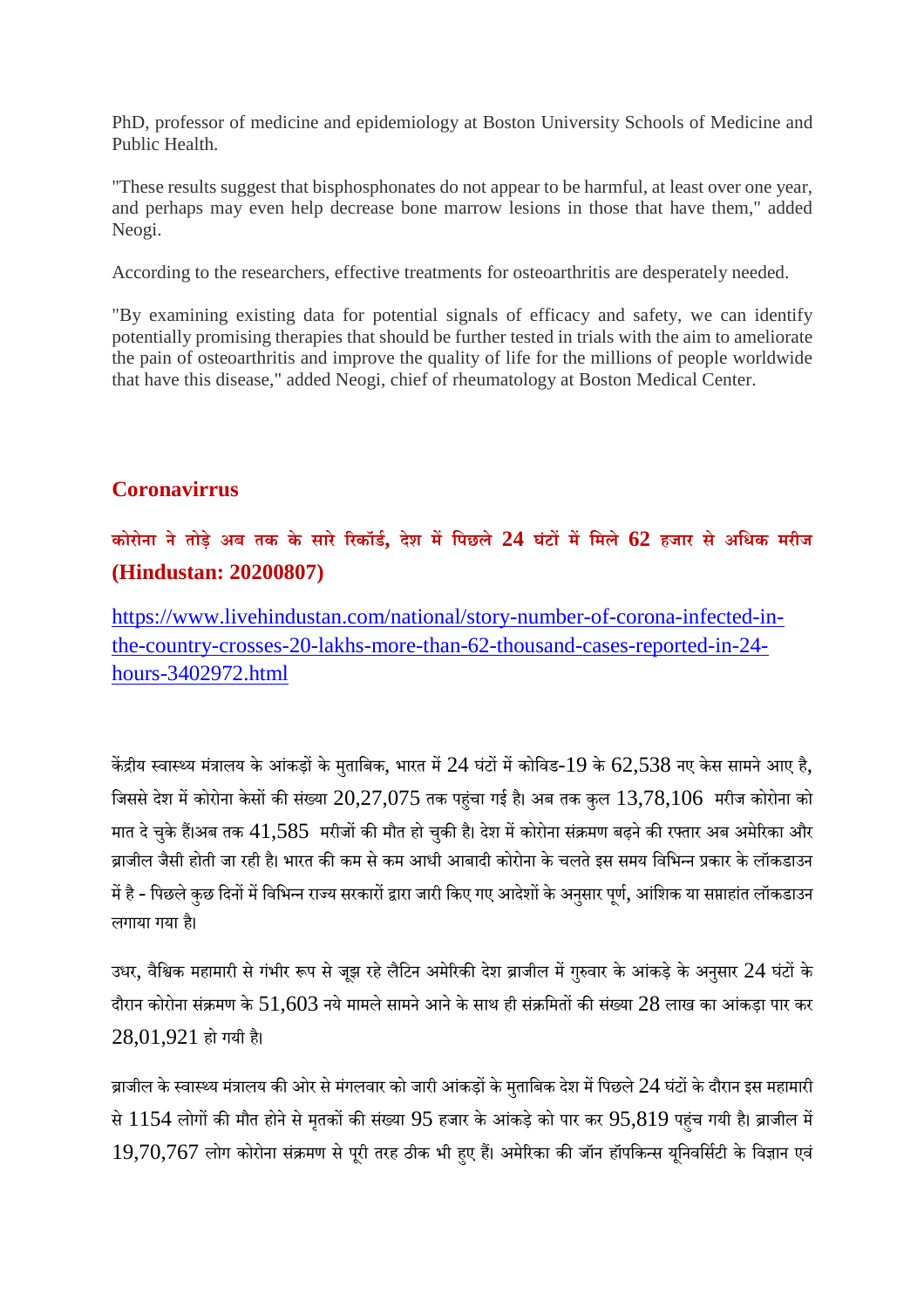PhD, professor of medicine and epidemiology at Boston University Schools of Medicine and Public Health.

"These results suggest that bisphosphonates do not appear to be harmful, at least over one year, and perhaps may even help decrease bone marrow lesions in those that have them," added Neogi.

According to the researchers, effective treatments for osteoarthritis are desperately needed.

"By examining existing data for potential signals of efficacy and safety, we can identify potentially promising therapies that should be further tested in trials with the aim to ameliorate the pain of osteoarthritis and improve the quality of life for the millions of people worldwide that have this disease," added Neogi, chief of rheumatology at Boston Medical Center.

## Coronavirrus

### कोरोना ने तोड़े अब तक के सारे रिकॉर्ड, देश में पिछले 24 घंटों में मिले 62 हजार से अधिक मरीज (Hindustan: 20200807)

https://www.livehindustan.com/national/story-number-of-corona-infected-in-the-country-crosses-20-lakhs-more-than-62-thousand-cases-reported-in-24-hours-3402972.html

केंद्रीय स्वास्थ्य मंत्रालय के आंकड़ों के मुताबिक, भारत में 24 घंटों में कोविड-19 के 62,538 नए केस सामने आए है, जिससे देश में कोरोना केसों की संख्या 20,27,075 तक पहुंचा गई है। अब तक कुल 13,78,106 मरीज कोरोना को मात दे चुके हैं।अब तक 41,585 मरीजों की मौत हो चुकी है। देश में कोरोना संक्रमण बढ़ने की रफ्तार अब अमेरिका और ब्राजील जैसी होती जा रही है। भारत की कम से कम आधी आबादी कोरोना के चलते इस समय विभिन्न प्रकार के लॉकडाउन में है - पिछले कुछ दिनों में विभिन्न राज्य सरकारों द्वारा जारी किए गए आदेशों के अनुसार पूर्ण, आंशिक या सप्ताहांत लॉकडाउन लगाया गया है।

उधर, वैश्विक महामारी से गंभीर रूप से जूझ रहे लैटिन अमेरिकी देश ब्राजील में गुरुवार के आंकड़े के अनुसार 24 घंटों के दौरान कोरोना संक्रमण के 51,603 नये मामले सामने आने के साथ ही संक्रमितों की संख्या 28 लाख का आंकड़ा पार कर 28,01,921 हो गयी है।

ब्राजील के स्वास्थ्य मंत्रालय की ओर से मंगलवार को जारी आंकड़ों के मुताबिक देश में पिछले 24 घंटों के दौरान इस महामारी से 1154 लोगों की मौत होने से मृतकों की संख्या 95 हजार के आंकड़े को पार कर 95,819 पहुंच गयी है। ब्राजील में 19,70,767 लोग कोरोना संक्रमण से पूरी तरह ठीक भी हुए हैं। अमेरिका की जॉन हॉपकिन्स यूनिवर्सिटी के विज्ञान एवं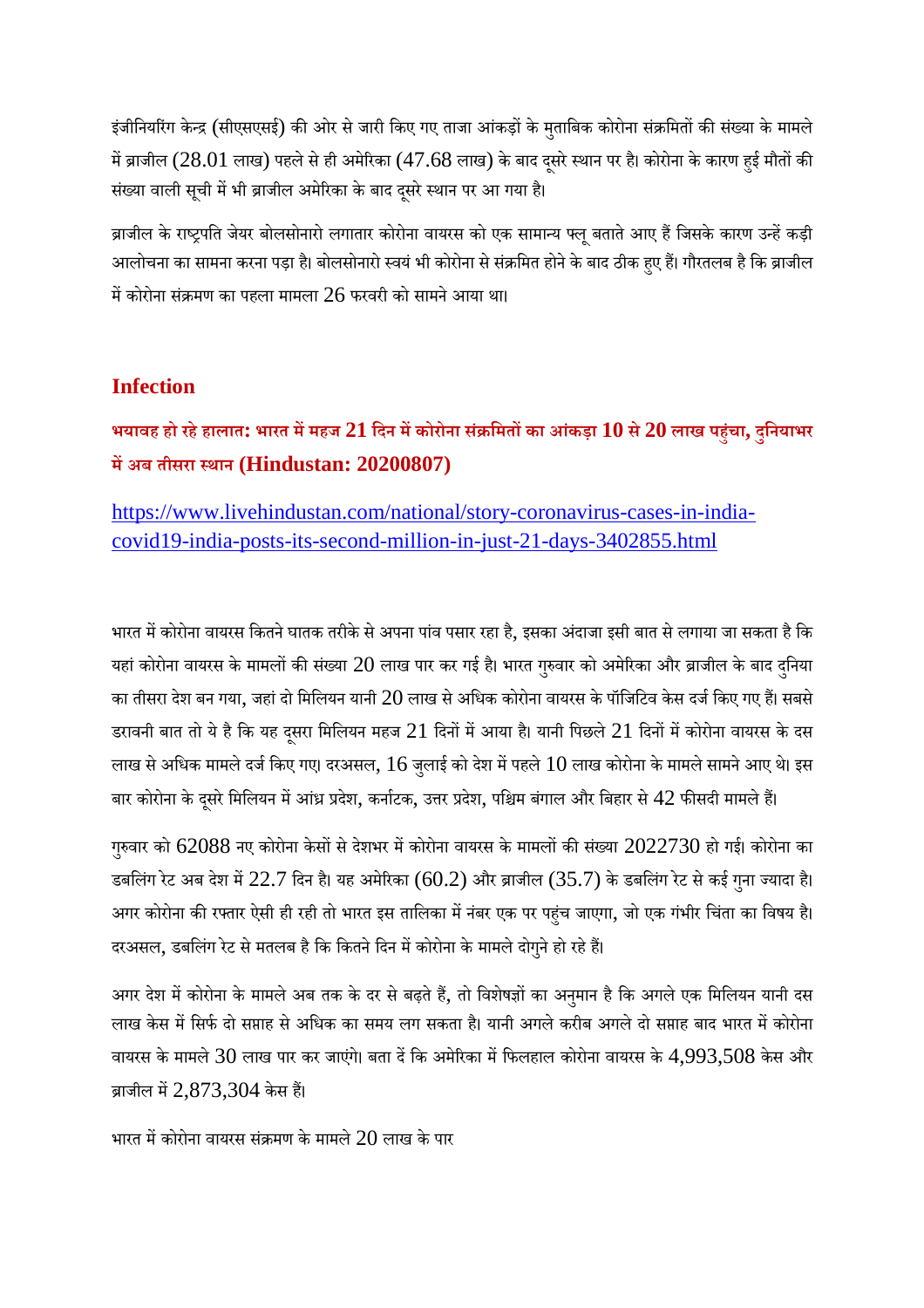इंजीनियरिंग केन्द्र (सीएसएसई) की ओर से जारी किए गए ताजा आंकड़ों के मुताबिक कोरोना संक्रमितों की संख्या के मामले में ब्राजील (28.01 लाख) पहले से ही अमेरिका (47.68 लाख) के बाद दूसरे स्थान पर है। कोरोना के कारण हुई मौतों की संख्या वाली सूची में भी ब्राजील अमेरिका के बाद दूसरे स्थान पर आ गया है।

ब्राजील के राष्ट्रपति जेयर बोलसोनारो लगातार कोरोना वायरस को एक सामान्य फ्लू बताते आए हैं जिसके कारण उन्हें कड़ी आलोचना का सामना करना पड़ा है। बोलसोनारो स्वयं भी कोरोना से संक्रमित होने के बाद ठीक हुए हैं। गौरतलब है कि ब्राजील में कोरोना संक्रमण का पहला मामला 26 फरवरी को सामने आया था।

## Infection

### भयावह हो रहे हालात: भारत में महज 21 दिन में कोरोना संक्रमितों का आंकड़ा 10 से 20 लाख पहुंचा, दुनियाभर में अब तीसरा स्थान (Hindustan: 20200807)

https://www.livehindustan.com/national/story-coronavirus-cases-in-india-covid19-india-posts-its-second-million-in-just-21-days-3402855.html

भारत में कोरोना वायरस कितने घातक तरीके से अपना पांव पसार रहा है, इसका अंदाजा इसी बात से लगाया जा सकता है कि यहां कोरोना वायरस के मामलों की संख्या 20 लाख पार कर गई है। भारत गुरुवार को अमेरिका और ब्राजील के बाद दुनिया का तीसरा देश बन गया, जहां दो मिलियन यानी 20 लाख से अधिक कोरोना वायरस के पॉजिटिव केस दर्ज किए गए हैं। सबसे डरावनी बात तो ये है कि यह दूसरा मिलियन महज 21 दिनों में आया है। यानी पिछले 21 दिनों में कोरोना वायरस के दस लाख से अधिक मामले दर्ज किए गए। दरअसल, 16 जुलाई को देश में पहले 10 लाख कोरोना के मामले सामने आए थे। इस बार कोरोना के दूसरे मिलियन में आंध्र प्रदेश, कर्नाटक, उत्तर प्रदेश, पश्चिम बंगाल और बिहार से 42 फीसदी मामले हैं।

गुरुवार को 62088 नए कोरोना केसों से देशभर में कोरोना वायरस के मामलों की संख्या 2022730 हो गई। कोरोना का डबलिंग रेट अब देश में 22.7 दिन है। यह अमेरिका (60.2) और ब्राजील (35.7) के डबलिंग रेट से कई गुना ज्यादा है। अगर कोरोना की रफ्तार ऐसी ही रही तो भारत इस तालिका में नंबर एक पर पहुंच जाएगा, जो एक गंभीर चिंता का विषय है। दरअसल, डबलिंग रेट से मतलब है कि कितने दिन में कोरोना के मामले दोगुने हो रहे हैं।

अगर देश में कोरोना के मामले अब तक के दर से बढ़ते हैं, तो विशेषज्ञों का अनुमान है कि अगले एक मिलियन यानी दस लाख केस में सिर्फ दो सप्ताह से अधिक का समय लग सकता है। यानी अगले करीब अगले दो सप्ताह बाद भारत में कोरोना वायरस के मामले 30 लाख पार कर जाएंगे। बता दें कि अमेरिका में फिलहाल कोरोना वायरस के 4,993,508 केस और ब्राजील में 2,873,304 केस हैं।

भारत में कोरोना वायरस संक्रमण के मामले 20 लाख के पार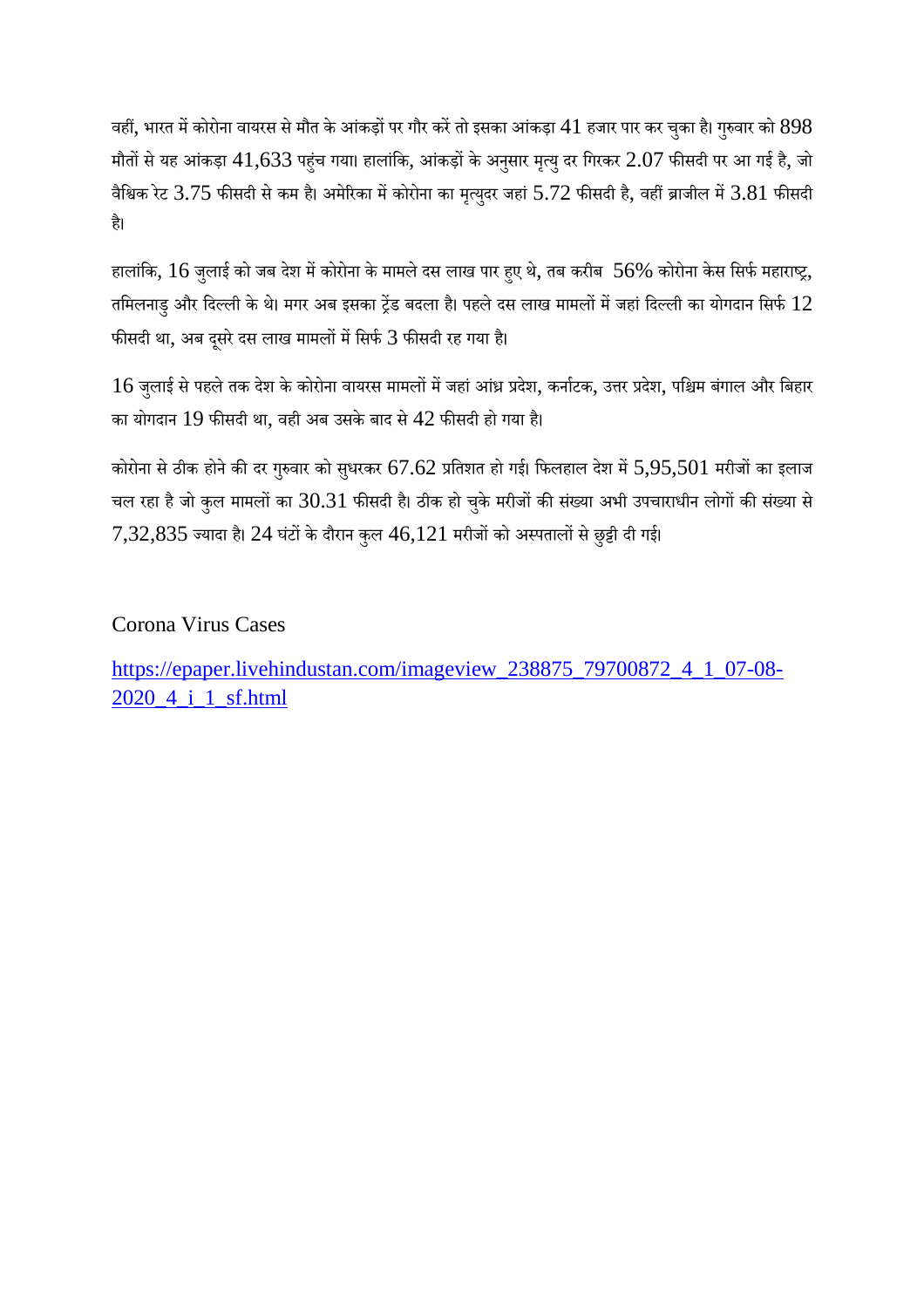वहीं, भारत में कोरोना वायरस से मौत के आंकड़ों पर गौर करें तो इसका आंकड़ा 41 हजार पार कर चुका है। गुरुवार को 898 मौतों से यह आंकड़ा 41,633 पहुंच गया। हालांकि, आंकड़ों के अनुसार मृत्यु दर गिरकर 2.07 फीसदी पर आ गई है, जो वैश्विक रेट 3.75 फीसदी से कम है। अमेरिका में कोरोना का मृत्युदर जहां 5.72 फीसदी है, वहीं ब्राजील में 3.81 फीसदी है।

हालांकि, 16 जुलाई को जब देश में कोरोना के मामले दस लाख पार हुए थे, तब करीब 56% कोरोना केस सिर्फ महाराष्ट्र, तमिलनाडु और दिल्ली के थे। मगर अब इसका ट्रेंड बदला है। पहले दस लाख मामलों में जहां दिल्ली का योगदान सिर्फ 12 फीसदी था, अब दूसरे दस लाख मामलों में सिर्फ 3 फीसदी रह गया है।

16 जुलाई से पहले तक देश के कोरोना वायरस मामलों में जहां आंध्र प्रदेश, कर्नाटक, उत्तर प्रदेश, पश्चिम बंगाल और बिहार का योगदान 19 फीसदी था, वही अब उसके बाद से 42 फीसदी हो गया है।

कोरोना से ठीक होने की दर गुरुवार को सुधरकर 67.62 प्रतिशत हो गई। फिलहाल देश में 5,95,501 मरीजों का इलाज चल रहा है जो कुल मामलों का 30.31 फीसदी है। ठीक हो चुके मरीजों की संख्या अभी उपचाराधीन लोगों की संख्या से 7,32,835 ज्यादा है। 24 घंटों के दौरान कुल 46,121 मरीजों को अस्पतालों से छुट्टी दी गई।

Corona Virus Cases

https://epaper.livehindustan.com/imageview_238875_79700872_4_1_07-08-2020_4_i_1_sf.html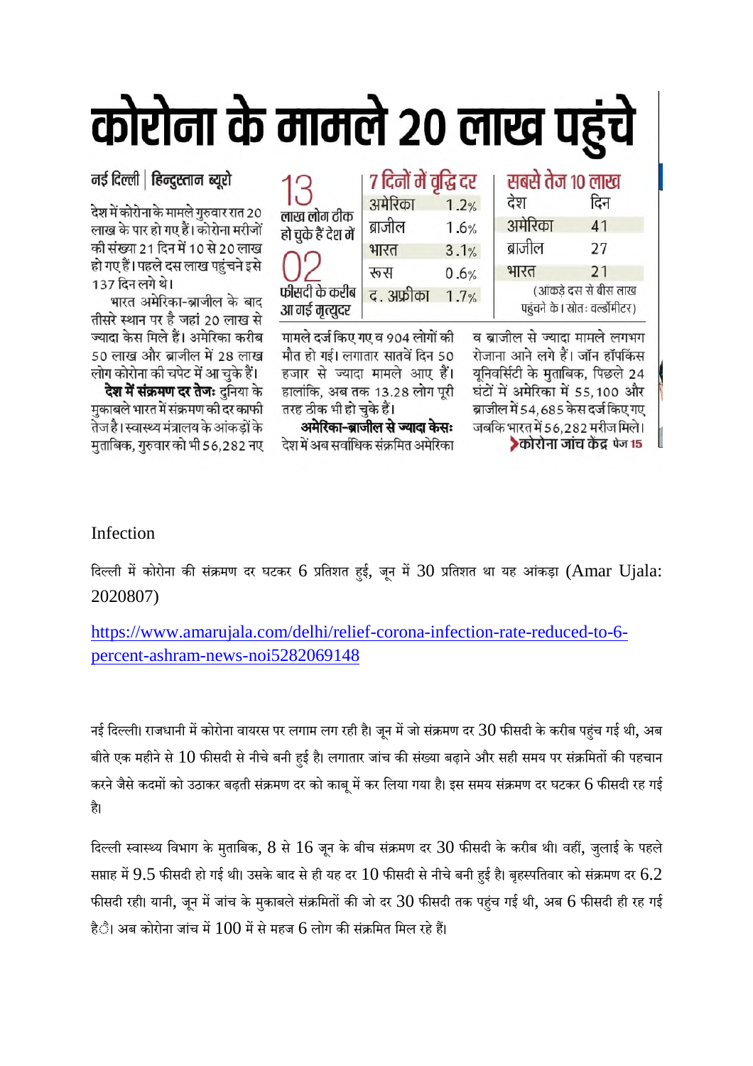# कोरोना के मामले 20 लाख पहुंचे

**नई दिल्ली | हिन्दुस्तान ब्यूरो**

देश में कोरोना के मामले गुरुवार रात 20 लाख के पार हो गए हैं। कोरोना मरीजों की संख्या 21 दिन में 10 से 20 लाख हो गए हैं। पहले दस लाख पहुंचने इसे 137 दिन लगे थे।

भारत अमेरिका-ब्राजील के बाद तीसरे स्थान पर है जहां 20 लाख से ज्यादा केस मिले हैं। अमेरिका करीब 50 लाख और ब्राजील में 28 लाख लोग कोरोना की चपेट में आ चुके हैं।

**देश में संक्रमण दर तेजः** दुनिया के मुकाबले भारत में संक्रमण की दर काफी तेज है। स्वास्थ्य मंत्रालय के आंकड़ों के मुताबिक, गुरुवार को भी 56,282 नए मामले दर्ज किए गए व 904 लोगों की मौत हो गई। लगातार सातवें दिन 50 हजार से ज्यादा मामले आए हैं। हालांकि, अब तक 13.28 लोग पूरी तरह ठीक भी हो चुके हैं।

**अमेरिका-ब्राजील से ज्यादा केसः** देश में अब सर्वाधिक संक्रमित अमेरिका व ब्राजील से ज्यादा मामले लगभग रोजाना आने लगे हैं। जॉन हॉपकिंस यूनिवर्सिटी के मुताबिक, पिछले 24 घंटों में अमेरिका में 55,100 और ब्राजील में 54,685 केस दर्ज किए गए जबकि भारत में 56,282 मरीज मिले।

**>कोरोना जांच केंद्र पेज 15**

**13** लाख लोग ठीक हो चुके हैं देश में

**02** फीसदी के करीब आ गई मृत्युदर

**7 दिनों में वृद्धि दर**

| | |
|---|---|
| अमेरिका | 1.2% |
| ब्राजील | 1.6% |
| भारत | 3.1% |
| रूस | 0.6% |
| द. अफ्रीका | 1.7% |

**सबसे तेज 10 लाख**

| देश | दिन |
|---|---|
| अमेरिका | 41 |
| ब्राजील | 27 |
| भारत | 21 |

(आंकड़े दस से बीस लाख पहुंचने के। स्रोतः वर्ल्डोमीटर)

Infection

दिल्ली में कोरोना की संक्रमण दर घटकर 6 प्रतिशत हुई, जून में 30 प्रतिशत था यह आंकड़ा (Amar Ujala: 2020807)

https://www.amarujala.com/delhi/relief-corona-infection-rate-reduced-to-6-percent-ashram-news-noi5282069148

नई दिल्ली। राजधानी में कोरोना वायरस पर लगाम लग रही है। जून में जो संक्रमण दर 30 फीसदी के करीब पहुंच गई थी, अब बीते एक महीने से 10 फीसदी से नीचे बनी हुई है। लगातार जांच की संख्या बढ़ाने और सही समय पर संक्रमितों की पहचान करने जैसे कदमों को उठाकर बढ़ती संक्रमण दर को काबू में कर लिया गया है। इस समय संक्रमण दर घटकर 6 फीसदी रह गई है।

दिल्ली स्वास्थ्य विभाग के मुताबिक, 8 से 16 जून के बीच संक्रमण दर 30 फीसदी के करीब थी। वहीं, जुलाई के पहले सप्ताह में 9.5 फीसदी हो गई थी। उसके बाद से ही यह दर 10 फीसदी से नीचे बनी हुई है। बृहस्पतिवार को संक्रमण दर 6.2 फीसदी रही। यानी, जून में जांच के मुकाबले संक्रमितों की जो दर 30 फीसदी तक पहुंच गई थी, अब 6 फीसदी ही रह गई है। अब कोरोना जांच में 100 में से महज 6 लोग की संक्रमित मिल रहे हैं।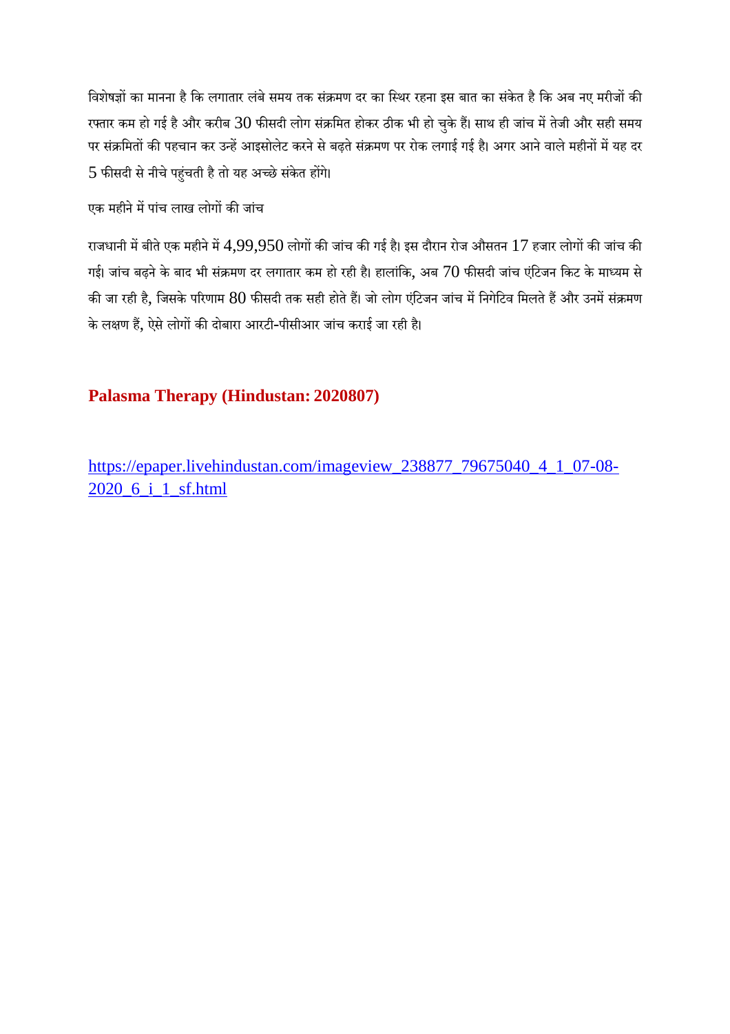विशेषज्ञों का मानना है कि लगातार लंबे समय तक संक्रमण दर का स्थिर रहना इस बात का संकेत है कि अब नए मरीजों की रफ्तार कम हो गई है और करीब 30 फीसदी लोग संक्रमित होकर ठीक भी हो चुके हैं। साथ ही जांच में तेजी और सही समय पर संक्रमितों की पहचान कर उन्हें आइसोलेट करने से बढ़ते संक्रमण पर रोक लगाई गई है। अगर आने वाले महीनों में यह दर 5 फीसदी से नीचे पहुंचती है तो यह अच्छे संकेत होंगे।

एक महीने में पांच लाख लोगों की जांच

राजधानी में बीते एक महीने में 4,99,950 लोगों की जांच की गई है। इस दौरान रोज औसतन 17 हजार लोगों की जांच की गई। जांच बढ़ने के बाद भी संक्रमण दर लगातार कम हो रही है। हालांकि, अब 70 फीसदी जांच एंटिजन किट के माध्यम से की जा रही है, जिसके परिणाम 80 फीसदी तक सही होते हैं। जो लोग एंटिजन जांच में निगेटिव मिलते हैं और उनमें संक्रमण के लक्षण हैं, ऐसे लोगों की दोबारा आरटी-पीसीआर जांच कराई जा रही है।

## **Palasma Therapy (Hindustan: 2020807)**

https://epaper.livehindustan.com/imageview_238877_79675040_4_1_07-08-2020_6_i_1_sf.html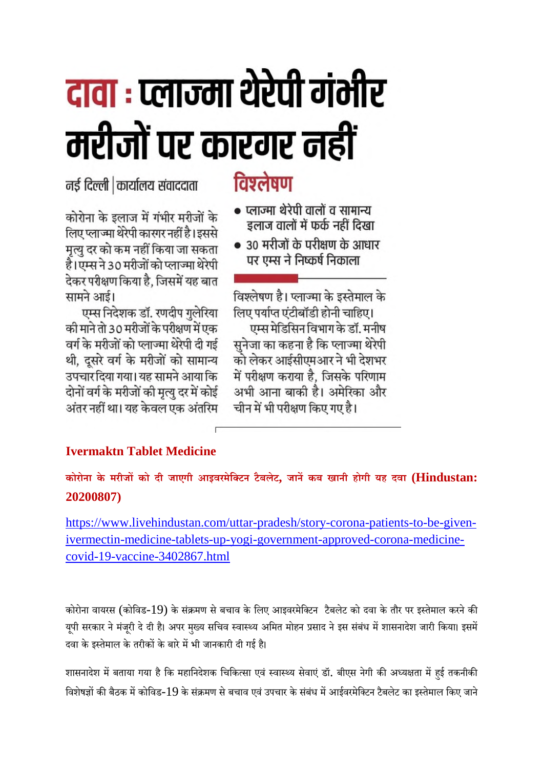# दावा : प्लाज्मा थेरेपी गंभीर मरीजों पर कारगर नहीं

नई दिल्ली | कार्यालय संवाददाता

कोरोना के इलाज में गंभीर मरीजों के लिए प्लाज्मा थेरेपी कारगर नहीं है। इससे मृत्यु दर को कम नहीं किया जा सकता है। एम्स ने 30 मरीजों को प्लाज्मा थेरेपी देकर परीक्षण किया है, जिसमें यह बात सामने आई।

एम्स निदेशक डॉ. रणदीप गुलेरिया की मानें तो 30 मरीजों के परीक्षण में एक वर्ग के मरीजों को प्लाज्मा थेरेपी दी गई थी, दूसरे वर्ग के मरीजों को सामान्य उपचार दिया गया। यह सामने आया कि दोनों वर्ग के मरीजों की मृत्यु दर में कोई अंतर नहीं था। यह केवल एक अंतरिम विश्लेषण है। प्लाज्मा के इस्तेमाल के लिए पर्याप्त एंटीबॉडी होनी चाहिए।

एम्स मेडिसिन विभाग के डॉ. मनीष सुनेजा का कहना है कि प्लाज्मा थेरेपी को लेकर आईसीएमआर ने भी देशभर में परीक्षण कराया है, जिसके परिणाम अभी आना बाकी है। अमेरिका और चीन में भी परीक्षण किए गए है।

## विश्लेषण

- प्लाज्मा थेरेपी वालों व सामान्य इलाज वालों में फर्क नहीं दिखा
- 30 मरीजों के परीक्षण के आधार पर एम्स ने निष्कर्ष निकाला

## Ivermaktn Tablet Medicine

**कोरोना के मरीजों को दी जाएगी आइवरमेक्टिन टैबलेट, जानें कब खानी होगी यह दवा (Hindustan: 20200807)**

https://www.livehindustan.com/uttar-pradesh/story-corona-patients-to-be-given-ivermectin-medicine-tablets-up-yogi-government-approved-corona-medicine-covid-19-vaccine-3402867.html

कोरोना वायरस (कोविड-19) के संक्रमण से बचाव के लिए आइवरमेक्टिन टैबलेट को दवा के तौर पर इस्तेमाल करने की यूपी सरकार ने मंजूरी दे दी है। अपर मुख्य सचिव स्वास्थ्य अमित मोहन प्रसाद ने इस संबंध में शासनादेश जारी किया। इसमें दवा के इस्तेमाल के तरीकों के बारे में भी जानकारी दी गई है।

शासनादेश में बताया गया है कि महानिदेशक चिकित्सा एवं स्वास्थ्य सेवाएं डॉ. बीएस नेगी की अध्यक्षता में हुई तकनीकी विशेषज्ञों की बैठक में कोविड-19 के संक्रमण से बचाव एवं उपचार के संबंध में आईवरमेक्टिन टैबलेट का इस्तेमाल किए जाने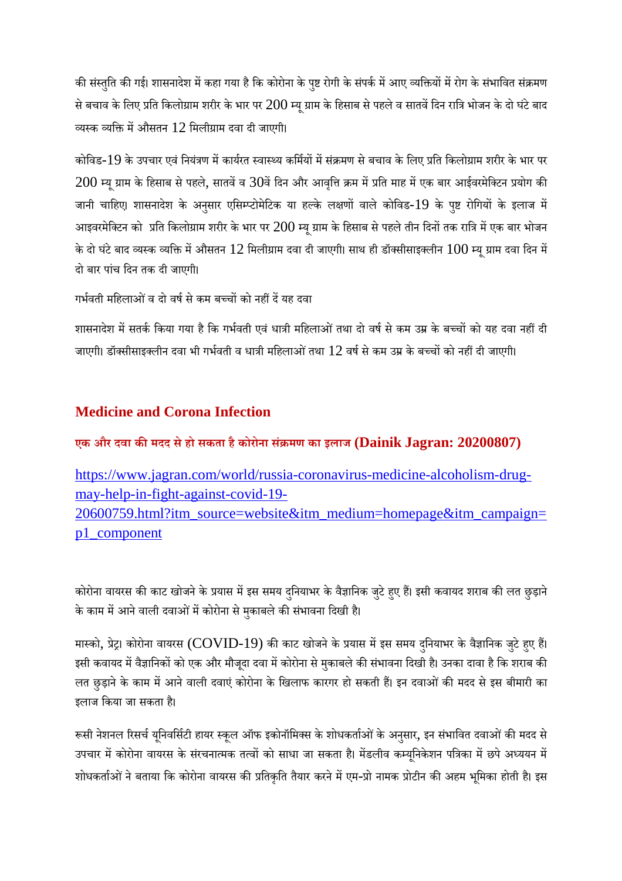की संस्तुति की गई। शासनादेश में कहा गया है कि कोरोना के पुष्ट रोगी के संपर्क में आए व्यक्तियों में रोग के संभावित संक्रमण से बचाव के लिए प्रति किलोग्राम शरीर के भार पर 200 म्यू ग्राम के हिसाब से पहले व सातवें दिन रात्रि भोजन के दो घंटे बाद व्यस्क व्यक्ति में औसतन 12 मिलीग्राम दवा दी जाएगी।

कोविड-19 के उपचार एवं नियंत्रण में कार्यरत स्वास्थ्य कर्मियों में संक्रमण से बचाव के लिए प्रति किलोग्राम शरीर के भार पर 200 म्यू ग्राम के हिसाब से पहले, सातवें व 30वें दिन और आवृत्ति क्रम में प्रति माह में एक बार आईवरमेक्टिन प्रयोग की जानी चाहिए। शासनादेश के अनुसार एसिम्प्टोमेटिक या हल्के लक्षणों वाले कोविड-19 के पुष्ट रोगियों के इलाज में आइवरमेक्टिन को प्रति किलोग्राम शरीर के भार पर 200 म्यू ग्राम के हिसाब से पहले तीन दिनों तक रात्रि में एक बार भोजन के दो घंटे बाद व्यस्क व्यक्ति में औसतन 12 मिलीग्राम दवा दी जाएगी। साथ ही डॉक्सीसाइक्लीन 100 म्यू ग्राम दवा दिन में दो बार पांच दिन तक दी जाएगी।

गर्भवती महिलाओं व दो वर्ष से कम बच्चों को नहीं दें यह दवा

शासनादेश में सतर्क किया गया है कि गर्भवती एवं धात्री महिलाओं तथा दो वर्ष से कम उम्र के बच्चों को यह दवा नहीं दी जाएगी। डॉक्सीसाइक्लीन दवा भी गर्भवती व धात्री महिलाओं तथा 12 वर्ष से कम उम्र के बच्चों को नहीं दी जाएगी।

## Medicine and Corona Infection

**एक और दवा की मदद से हो सकता है कोरोना संक्रमण का इलाज (Dainik Jagran: 20200807)**

https://www.jagran.com/world/russia-coronavirus-medicine-alcoholism-drug-may-help-in-fight-against-covid-19-20600759.html?itm_source=website&itm_medium=homepage&itm_campaign=p1_component

कोरोना वायरस की काट खोजने के प्रयास में इस समय दुनियाभर के वैज्ञानिक जुटे हुए हैं। इसी कवायद शराब की लत छुड़ाने के काम में आने वाली दवाओं में कोरोना से मुकाबले की संभावना दिखी है।

मास्को, प्रेट्र। कोरोना वायरस (COVID-19) की काट खोजने के प्रयास में इस समय दुनियाभर के वैज्ञानिक जुटे हुए हैं। इसी कवायद में वैज्ञानिकों को एक और मौजूदा दवा में कोरोना से मुकाबले की संभावना दिखी है। उनका दावा है कि शराब की लत छुड़ाने के काम में आने वाली दवाएं कोरोना के खिलाफ कारगर हो सकती हैं। इन दवाओं की मदद से इस बीमारी का इलाज किया जा सकता है।

रूसी नेशनल रिसर्च यूनिवर्सिटी हायर स्कूल ऑफ इकोनॉमिक्स के शोधकर्ताओं के अनुसार, इन संभावित दवाओं की मदद से उपचार में कोरोना वायरस के संरचनात्मक तत्वों को साधा जा सकता है। मेंडलीव कम्यूनिकेशन पत्रिका में छपे अध्ययन में शोधकर्ताओं ने बताया कि कोरोना वायरस की प्रतिकृति तैयार करने में एम-प्रो नामक प्रोटीन की अहम भूमिका होती है। इस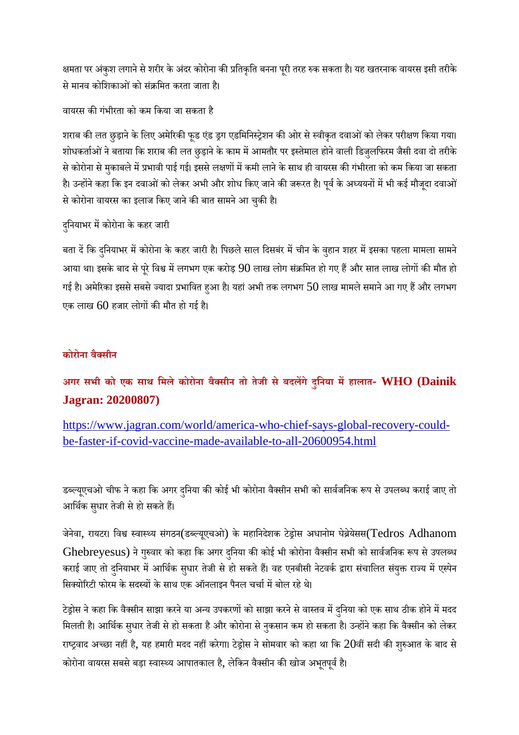क्षमता पर अंकुश लगाने से शरीर के अंदर कोरोना की प्रतिकृति बनना पूरी तरह रुक सकता है। यह खतरनाक वायरस इसी तरीके से मानव कोशिकाओं को संक्रमित करता जाता है।

वायरस की गंभीरता को कम किया जा सकता है

शराब की लत छुड़ाने के लिए अमेरिकी फूड एंड ड्रग एडमिनिस्ट्रेशन की ओर से स्वीकृत दवाओं को लेकर परीक्षण किया गया। शोधकर्ताओं ने बताया कि शराब की लत छुड़ाने के काम में आमतौर पर इस्तेमाल होने वाली डिजुलफिरम जैसी दवा दो तरीके से कोरोना से मुकाबले में प्रभावी पाई गई। इससे लक्षणों में कमी लाने के साथ ही वायरस की गंभीरता को कम किया जा सकता है। उन्होंने कहा कि इन दवाओं को लेकर अभी और शोध किए जाने की जरूरत है। पूर्व के अध्ययनों में भी कई मौजूदा दवाओं से कोरोना वायरस का इलाज किए जाने की बात सामने आ चुकी है।

दुनियाभर में कोरोना के कहर जारी

बता दें कि दुनियाभर में कोरोना के कहर जारी है। पिछले साल दिसबंर में चीन के वुहान शहर में इसका पहला मामला सामने आया था। इसके बाद से पूरे विश्व में लगभग एक करोड़ 90 लाख लोग संक्रमित हो गए हैं और सात लाख लोगों की मौत हो गई है। अमेरिका इससे सबसे ज्यादा प्रभावित हुआ है। यहां अभी तक लगभग 50 लाख मामले समाने आ गए हैं और लगभग एक लाख 60 हजार लोगों की मौत हो गई है।

**कोरोना वैक्सीन**

## अगर सभी को एक साथ मिले कोरोना वैक्सीन तो तेजी से बदलेंगे दुनिया में हालात- WHO (Dainik Jagran: 20200807)

https://www.jagran.com/world/america-who-chief-says-global-recovery-could-be-faster-if-covid-vaccine-made-available-to-all-20600954.html

डब्ल्यूएचओ चीफ ने कहा कि अगर दुनिया की कोई भी कोरोना वैक्सीन सभी को सार्वजनिक रूप से उपलब्ध कराई जाए तो आर्थिक सुधार तेजी से हो सकते हैं।

जेनेवा, रायटर। विश्व स्वास्थ्य संगठन(डब्ल्यूएचओ) के महानिदेशक टेड्रोस अधानोम घेब्रेयेसस(Tedros Adhanom Ghebreyesus) ने गुरुवार को कहा कि अगर दुनिया की कोई भी कोरोना वैक्सीन सभी को सार्वजनिक रूप से उपलब्ध कराई जाए तो दुनियाभर में आर्थिक सुधार तेजी से हो सकते हैं। वह एनबीसी नेटवर्क द्वारा संचालित संयुक्त राज्य में एस्पेन सिक्योरिटी फोरम के सदस्यों के साथ एक ऑनलाइन पैनल चर्चा में बोल रहे थे।

टेड्रोस ने कहा कि वैक्सीन साझा करने या अन्य उपकरणों को साझा करने से वास्तव में दुनिया को एक साथ ठीक होने में मदद मिलती है। आर्थिक सुधार तेजी से हो सकता है और कोरोना से नुकसान कम हो सकता है। उन्होंने कहा कि वैक्सीन को लेकर राष्ट्रवाद अच्छा नहीं है, यह हमारी मदद नहीं करेगा। टेड्रोस ने सोमवार को कहा था कि 20वीं सदी की शुरुआत के बाद से कोरोना वायरस सबसे बड़ा स्वास्थ्य आपातकाल है, लेकिन वैक्सीन की खोज अभूतपूर्व है।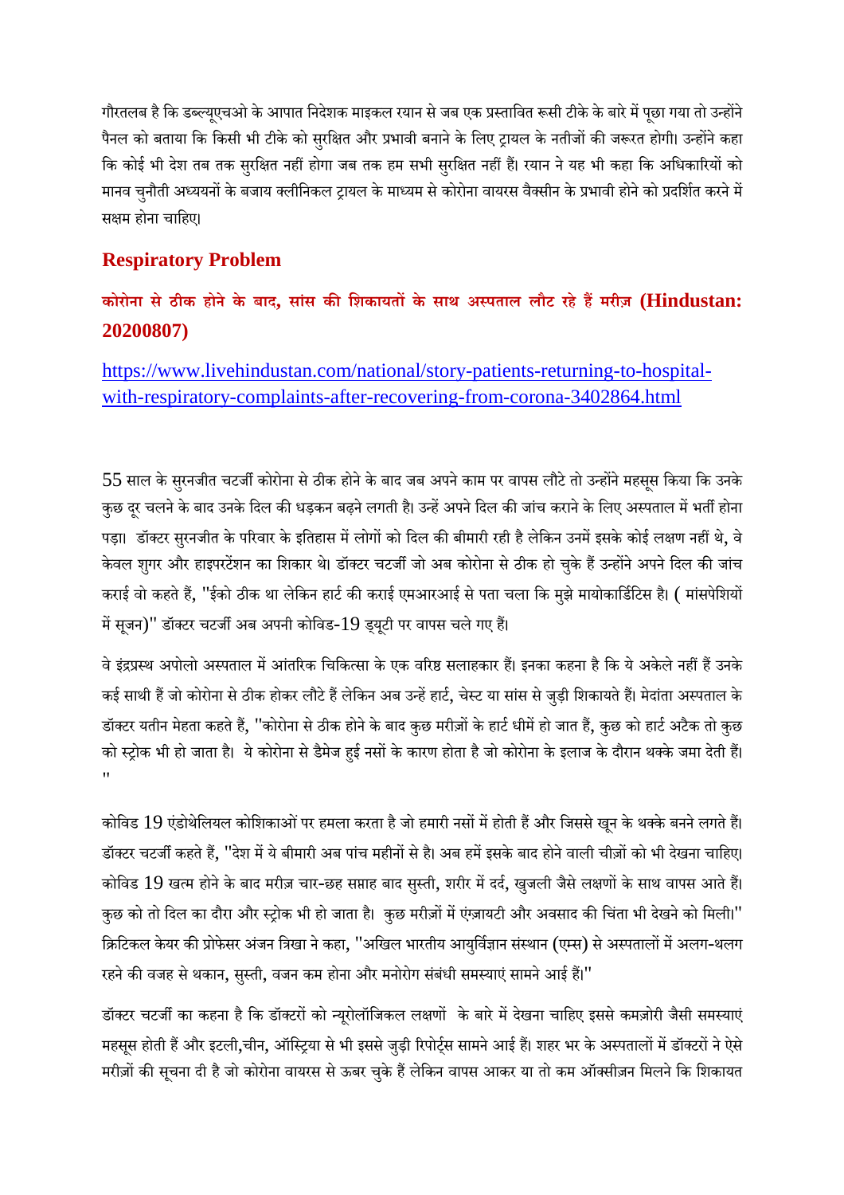गौरतलब है कि डब्ल्यूएचओ के आपात निदेशक माइकल रयान से जब एक प्रस्तावित रूसी टीके के बारे में पूछा गया तो उन्होंने पैनल को बताया कि किसी भी टीके को सुरक्षित और प्रभावी बनाने के लिए ट्रायल के नतीजों की जरूरत होगी। उन्होंने कहा कि कोई भी देश तब तक सुरक्षित नहीं होगा जब तक हम सभी सुरक्षित नहीं हैं। रयान ने यह भी कहा कि अधिकारियों को मानव चुनौती अध्ययनों के बजाय क्लीनिकल ट्रायल के माध्यम से कोरोना वायरस वैक्सीन के प्रभावी होने को प्रदर्शित करने में सक्षम होना चाहिए।

## Respiratory Problem

### कोरोना से ठीक होने के बाद, सांस की शिकायतों के साथ अस्पताल लौट रहे हैं मरीज़ (Hindustan: 20200807)

https://www.livehindustan.com/national/story-patients-returning-to-hospital-with-respiratory-complaints-after-recovering-from-corona-3402864.html

55 साल के सुरनजीत चटर्जी कोरोना से ठीक होने के बाद जब अपने काम पर वापस लौटे तो उन्होंने महसूस किया कि उनके कुछ दूर चलने के बाद उनके दिल की धड़कन बढ़ने लगती है। उन्हें अपने दिल की जांच कराने के लिए अस्पताल में भर्ती होना पड़ा। डॉक्टर सुरजीत के परिवार के इतिहास में लोगों को दिल की बीमारी रही है लेकिन उनमें इसके कोई लक्षण नहीं थे, वे केवल शुगर और हाइपरटेंशन का शिकार थे। डॉक्टर चटर्जी जो अब कोरोना से ठीक हो चुके हैं उन्होंने अपने दिल की जांच कराई वो कहते हैं, "ईको ठीक था लेकिन हार्ट की कराई एमआरआई से पता चला कि मुझे मायोकार्डिटिस है। ( मांसपेशियों में सूजन)" डॉक्टर चटर्जी अब अपनी कोविड-19 ड्यूटी पर वापस चले गए हैं।

वे इंद्रप्रस्थ अपोलो अस्पताल में आंतरिक चिकित्सा के एक वरिष्ठ सलाहकार हैं। इनका कहना है कि ये अकेले नहीं हैं उनके कई साथी हैं जो कोरोना से ठीक होकर लौटे हैं लेकिन अब उन्हें हार्ट, चेस्ट या सांस से जुड़ी शिकायते हैं। मेदांता अस्पताल के डॉक्टर यतीन मेहता कहते हैं, "कोरोना से ठीक होने के बाद कुछ मरीज़ों के हार्ट धीमें हो जात हैं, कुछ को हार्ट अटैक तो कुछ को स्ट्रोक भी हो जाता है। ये कोरोना से डैमेज हुई नसों के कारण होता है जो कोरोना के इलाज के दौरान थक्के जमा देती हैं। "

कोविड 19 एंडोथेलियल कोशिकाओं पर हमला करता है जो हमारी नसों में होती हैं और जिससे खून के थक्के बनने लगते हैं। डॉक्टर चटर्जी कहते हैं, "देश में ये बीमारी अब पांच महीनों से है। अब हमें इसके बाद होने वाली चीज़ों को भी देखना चाहिए। कोविड 19 खत्म होने के बाद मरीज़ चार-छह सप्ताह बाद सुस्ती, शरीर में दर्द, खुजली जैसे लक्षणों के साथ वापस आते हैं। कुछ को तो दिल का दौरा और स्ट्रोक भी हो जाता है। कुछ मरीज़ों में एंग्ज़ायटी और अवसाद की चिंता भी देखने को मिली।" क्रिटिकल केयर की प्रोफेसर अंजन त्रिखा ने कहा, "अखिल भारतीय आयुर्विज्ञान संस्थान (एम्स) से अस्पतालों में अलग-थलग रहने की वजह से थकान, सुस्ती, वजन कम होना और मनोरोग संबंधी समस्याएं सामने आई हैं।"

डॉक्टर चटर्जी का कहना है कि डॉक्टरों को न्यूरोलॉजिकल लक्षणों के बारे में देखना चाहिए इससे कमज़ोरी जैसी समस्याएं महसूस होती हैं और इटली,चीन, ऑस्ट्रिया से भी इससे जुड़ी रिपोर्ट्स सामने आई हैं। शहर भर के अस्पतालों में डॉक्टरों ने ऐसे मरीज़ों की सूचना दी है जो कोरोना वायरस से ऊबर चुके हैं लेकिन वापस आकर या तो कम ऑक्सीज़न मिलने कि शिकायत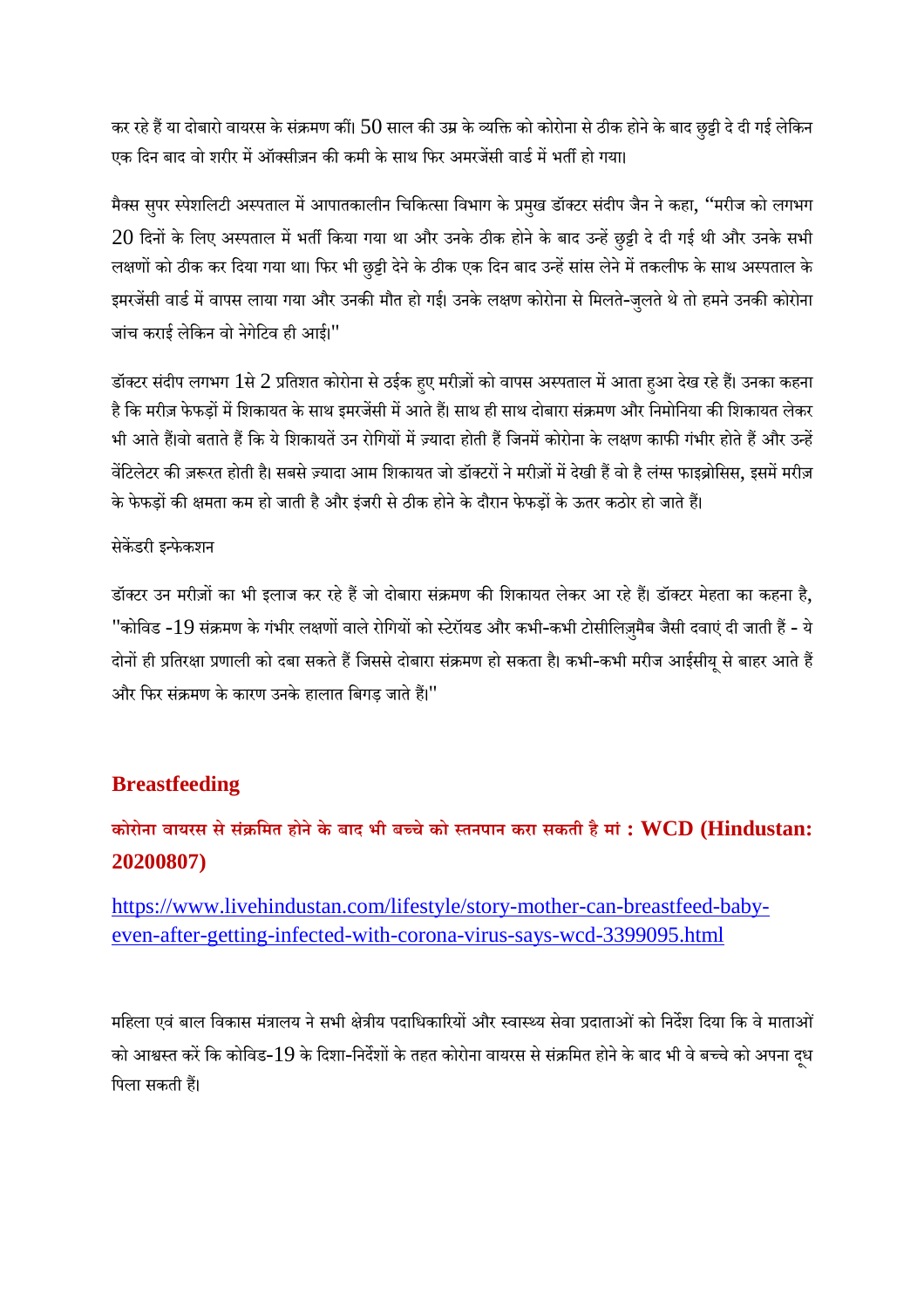कर रहे हैं या दोबारो वायरस के संक्रमण कीं। 50 साल की उम्र के व्यक्ति को कोरोना से ठीक होने के बाद छुट्टी दे दी गई लेकिन एक दिन बाद वो शरीर में ऑक्सीज़न की कमी के साथ फिर अमरजेंसी वार्ड में भर्ती हो गया।

मैक्स सुपर स्पेशलिटी अस्पताल में आपातकालीन चिकित्सा विभाग के प्रमुख डॉक्टर संदीप जैन ने कहा, "मरीज को लगभग 20 दिनों के लिए अस्पताल में भर्ती किया गया था और उनके ठीक होने के बाद उन्हें छुट्टी दे दी गई थी और उनके सभी लक्षणों को ठीक कर दिया गया था। फिर भी छुट्टी देने के ठीक एक दिन बाद उन्हें सांस लेने में तकलीफ के साथ अस्पताल के इमरजेंसी वार्ड में वापस लाया गया और उनकी मौत हो गई। उनके लक्षण कोरोना से मिलते-जुलते थे तो हमने उनकी कोरोना जांच कराई लेकिन वो नेगेटिव ही आई।"

डॉक्टर संदीप लगभग 1से 2 प्रतिशत कोरोना से ठईक हुए मरीज़ों को वापस अस्पताल में आता हुआ देख रहे हैं। उनका कहना है कि मरीज़ फेफड़ों में शिकायत के साथ इमरजेंसी में आते हैं। साथ ही साथ दोबारा संक्रमण और निमोनिया की शिकायत लेकर भी आते हैं।वो बताते हैं कि ये शिकायतें उन रोगियों में ज़्यादा होती हैं जिनमें कोरोना के लक्षण काफी गंभीर होते हैं और उन्हें वेंटिलेटर की ज़रूरत होती है। सबसे ज़्यादा आम शिकायत जो डॉक्टरों ने मरीज़ों में देखी हैं वो है लंग्स फाइब्रोसिस, इसमें मरीज़ के फेफड़ों की क्षमता कम हो जाती है और इंजरी से ठीक होने के दौरान फेफड़ों के ऊतर कठोर हो जाते हैं।

सेकेंडरी इन्फेक्शन

डॉक्टर उन मरीज़ों का भी इलाज कर रहे हैं जो दोबारा संक्रमण की शिकायत लेकर आ रहे हैं। डॉक्टर मेहता का कहना है, "कोविड -19 संक्रमण के गंभीर लक्षणों वाले रोगियों को स्टेरॉयड और कभी-कभी टोसीलिज़ुमैब जैसी दवाएं दी जाती हैं - ये दोनों ही प्रतिरक्षा प्रणाली को दबा सकते हैं जिससे दोबारा संक्रमण हो सकता है। कभी-कभी मरीज आईसीयू से बाहर आते हैं और फिर संक्रमण के कारण उनके हालात बिगड़ जाते हैं।"

## Breastfeeding

### कोरोना वायरस से संक्रमित होने के बाद भी बच्चे को स्तनपान करा सकती है मां : WCD (Hindustan: 20200807)

https://www.livehindustan.com/lifestyle/story-mother-can-breastfeed-baby-even-after-getting-infected-with-corona-virus-says-wcd-3399095.html

महिला एवं बाल विकास मंत्रालय ने सभी क्षेत्रीय पदाधिकारियों और स्वास्थ्य सेवा प्रदाताओं को निर्देश दिया कि वे माताओं को आश्वस्त करें कि कोविड-19 के दिशा-निर्देशों के तहत कोरोना वायरस से संक्रमित होने के बाद भी वे बच्चे को अपना दूध पिला सकती हैं।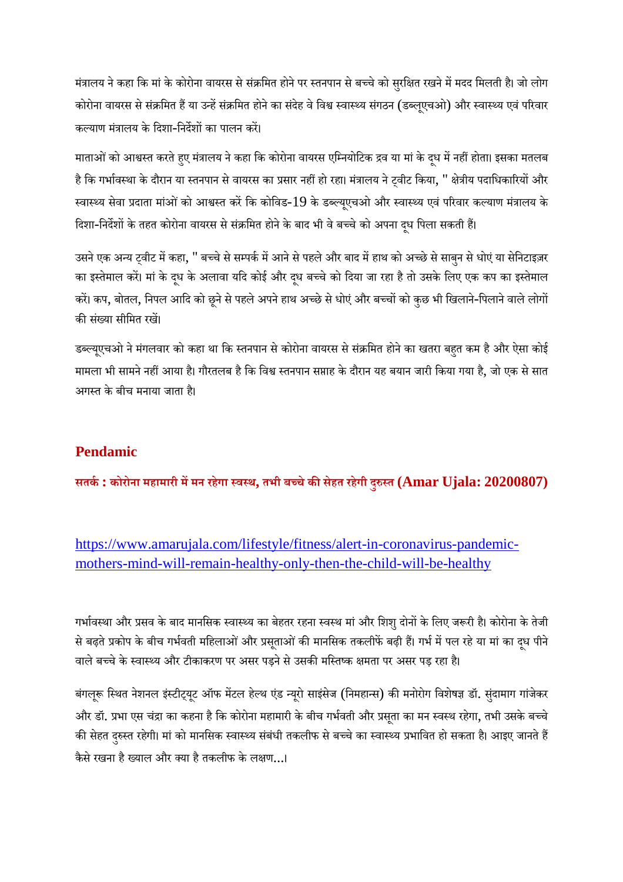मंत्रालय ने कहा कि मां के कोरोना वायरस से संक्रमित होने पर स्तनपान से बच्चे को सुरक्षित रखने में मदद मिलती है। जो लोग कोरोना वायरस से संक्रमित हैं या उन्हें संक्रमित होने का संदेह वे विश्व स्वास्थ्य संगठन (डब्लूएचओ) और स्वास्थ्य एवं परिवार कल्याण मंत्रालय के दिशा-निर्देशों का पालन करें।

माताओं को आश्वस्त करते हुए मंत्रालय ने कहा कि कोरोना वायरस एम्नियोटिक द्रव या मां के दूध में नहीं होता। इसका मतलब है कि गर्भावस्था के दौरान या स्तनपान से वायरस का प्रसार नहीं हो रहा। मंत्रालय ने ट्वीट किया, " क्षेत्रीय पदाधिकारियों और स्वास्थ्य सेवा प्रदाता मांओं को आश्वस्त करें कि कोविड-19 के डब्ल्यूएचओ और स्वास्थ्य एवं परिवार कल्याण मंत्रालय के दिशा-निर्देशों के तहत कोरोना वायरस से संक्रमित होने के बाद भी वे बच्चे को अपना दूध पिला सकती हैं।

उसने एक अन्य ट्वीट में कहा, " बच्चे से सम्पर्क में आने से पहले और बाद में हाथ को अच्छे से साबुन से धोएं या सेनिटाइज़र का इस्तेमाल करें। मां के दूध के अलावा यदि कोई और दूध बच्चे को दिया जा रहा है तो उसके लिए एक कप का इस्तेमाल करें। कप, बोतल, निपल आदि को छूने से पहले अपने हाथ अच्छे से धोएं और बच्चों को कुछ भी खिलाने-पिलाने वाले लोगों की संख्या सीमित रखें।

डब्ल्यूएचओ ने मंगलवार को कहा था कि स्तनपान से कोरोना वायरस से संक्रमित होने का खतरा बहुत कम है और ऐसा कोई मामला भी सामने नहीं आया है। गौरतलब है कि विश्व स्तनपान सप्ताह के दौरान यह बयान जारी किया गया है, जो एक से सात अगस्त के बीच मनाया जाता है।

## Pendamic

### सतर्क : कोरोना महामारी में मन रहेगा स्वस्थ, तभी बच्चे की सेहत रहेगी दुरुस्त (Amar Ujala: 20200807)

https://www.amarujala.com/lifestyle/fitness/alert-in-coronavirus-pandemic-mothers-mind-will-remain-healthy-only-then-the-child-will-be-healthy

गर्भावस्था और प्रसव के बाद मानसिक स्वास्थ्य का बेहतर रहना स्वस्थ मां और शिशु दोनों के लिए जरूरी है। कोरोना के तेजी से बढ़ते प्रकोप के बीच गर्भवती महिलाओं और प्रसूताओं की मानसिक तकलीफें बढ़ी हैं। गर्भ में पल रहे या मां का दूध पीने वाले बच्चे के स्वास्थ्य और टीकाकरण पर असर पड़ने से उसकी मस्तिष्क क्षमता पर असर पड़ रहा है।

बंगलूरू स्थित नेशनल इंस्टीट्यूट ऑफ मेंटल हेल्थ एंड न्यूरो साइंसेज (निमहान्स) की मनोरोग विशेषज्ञ डॉ. सुंदामाग गांजेकर और डॉ. प्रभा एस चंद्रा का कहना है कि कोरोना महामारी के बीच गर्भवती और प्रसूता का मन स्वस्थ रहेगा, तभी उसके बच्चे की सेहत दुरुस्त रहेगी। मां को मानसिक स्वास्थ्य संबंधी तकलीफ से बच्चे का स्वास्थ्य प्रभावित हो सकता है। आइए जानते हैं कैसे रखना है ख्याल और क्या है तकलीफ के लक्षण...।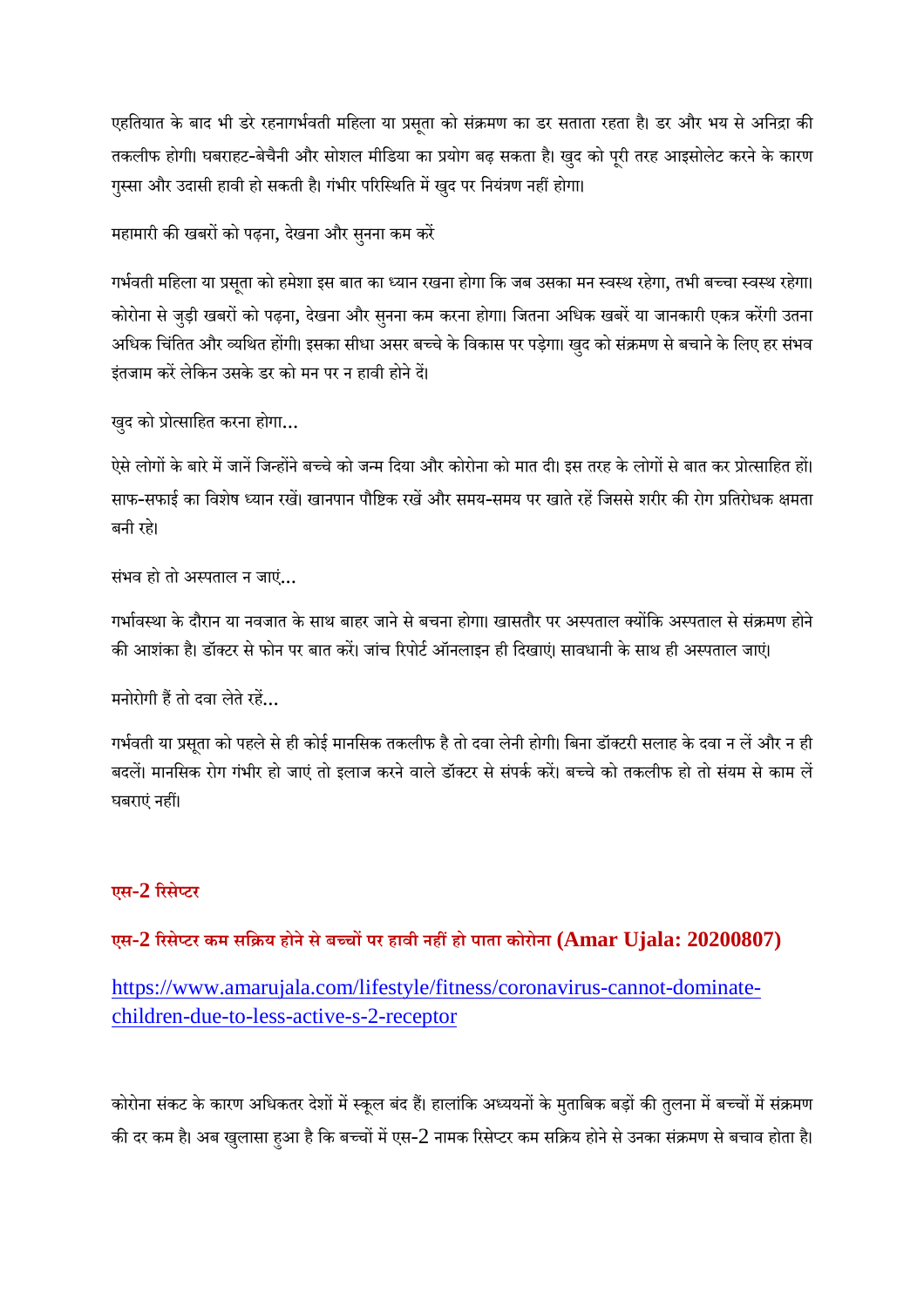एहतियात के बाद भी डरे रहनागर्भवती महिला या प्रसूता को संक्रमण का डर सताता रहता है। डर और भय से अनिद्रा की तकलीफ होगी। घबराहट-बेचैनी और सोशल मीडिया का प्रयोग बढ़ सकता है। खुद को पूरी तरह आइसोलेट करने के कारण गुस्सा और उदासी हावी हो सकती है। गंभीर परिस्थिति में खुद पर नियंत्रण नहीं होगा।

महामारी की खबरों को पढ़ना, देखना और सुनना कम करें

गर्भवती महिला या प्रसूता को हमेशा इस बात का ध्यान रखना होगा कि जब उसका मन स्वस्थ रहेगा, तभी बच्चा स्वस्थ रहेगा। कोरोना से जुड़ी खबरों को पढ़ना, देखना और सुनना कम करना होगा। जितना अधिक खबरें या जानकारी एकत्र करेंगी उतना अधिक चिंतित और व्यथित होंगी। इसका सीधा असर बच्चे के विकास पर पड़ेगा। खुद को संक्रमण से बचाने के लिए हर संभव इंतजाम करें लेकिन उसके डर को मन पर न हावी होने दें।

खुद को प्रोत्साहित करना होगा...

ऐसे लोगों के बारे में जानें जिन्होंने बच्चे को जन्म दिया और कोरोना को मात दी। इस तरह के लोगों से बात कर प्रोत्साहित हों। साफ-सफाई का विशेष ध्यान रखें। खानपान पौष्टिक रखें और समय-समय पर खाते रहें जिससे शरीर की रोग प्रतिरोधक क्षमता बनी रहे।

संभव हो तो अस्पताल न जाएं...

गर्भावस्था के दौरान या नवजात के साथ बाहर जाने से बचना होगा। खासतौर पर अस्पताल क्योंकि अस्पताल से संक्रमण होने की आशंका है। डॉक्टर से फोन पर बात करें। जांच रिपोर्ट ऑनलाइन ही दिखाएं। सावधानी के साथ ही अस्पताल जाएं।

मनोरोगी हैं तो दवा लेते रहें...

गर्भवती या प्रसूता को पहले से ही कोई मानसिक तकलीफ है तो दवा लेनी होगी। बिना डॉक्टरी सलाह के दवा न लें और न ही बदलें। मानसिक रोग गंभीर हो जाएं तो इलाज करने वाले डॉक्टर से संपर्क करें। बच्चे को तकलीफ हो तो संयम से काम लें घबराएं नहीं।

## एस-2 रिसेप्टर

### एस-2 रिसेप्टर कम सक्रिय होने से बच्चों पर हावी नहीं हो पाता कोरोना (Amar Ujala: 20200807)

https://www.amarujala.com/lifestyle/fitness/coronavirus-cannot-dominate-children-due-to-less-active-s-2-receptor

कोरोना संकट के कारण अधिकतर देशों में स्कूल बंद हैं। हालांकि अध्ययनों के मुताबिक बड़ों की तुलना में बच्चों में संक्रमण की दर कम है। अब खुलासा हुआ है कि बच्चों में एस-2 नामक रिसेप्टर कम सक्रिय होने से उनका संक्रमण से बचाव होता है।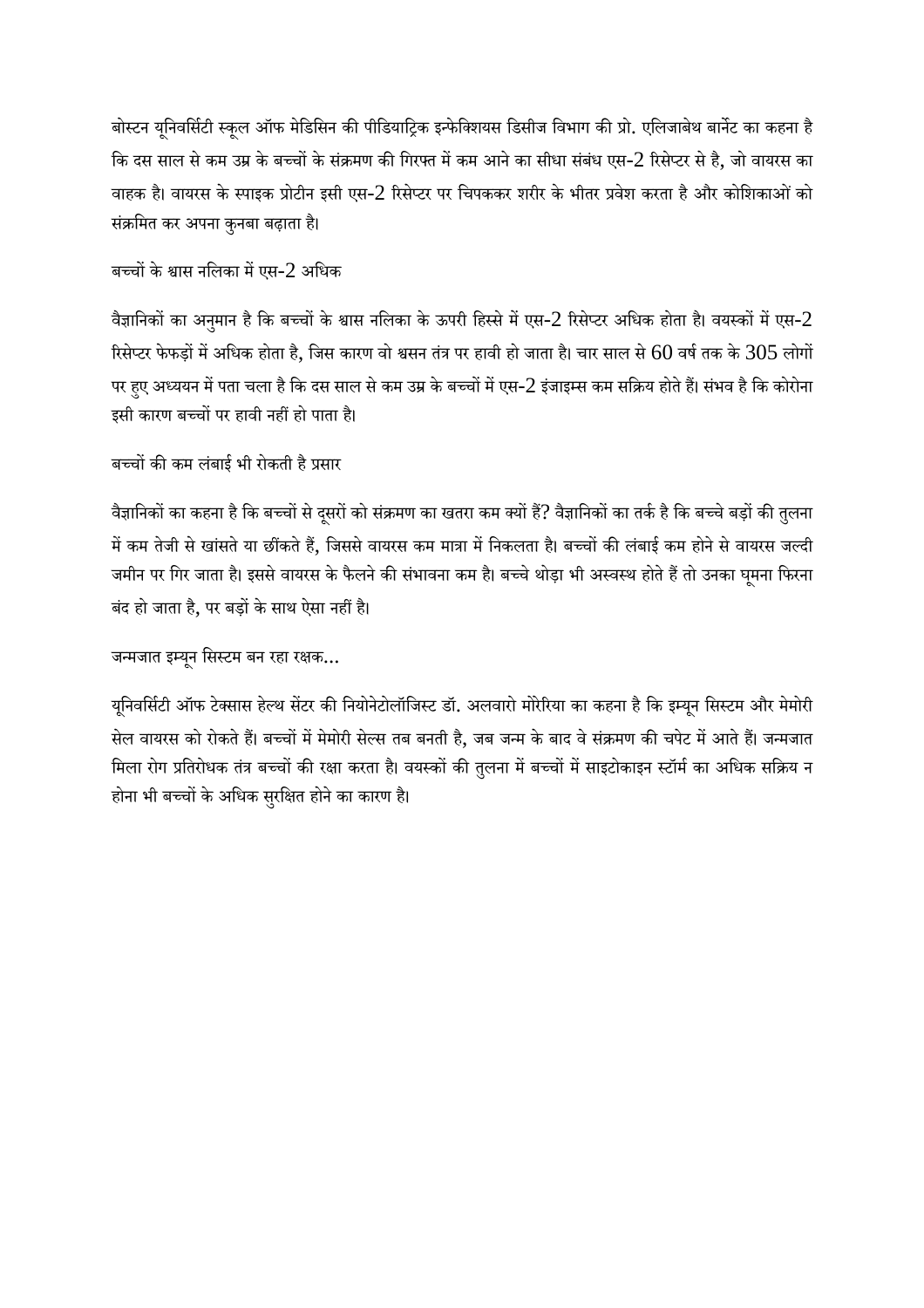बोस्टन यूनिवर्सिटी स्कूल ऑफ मेडिसिन की पीडियाट्रिक इन्फेक्शियस डिसीज विभाग की प्रो. एलिजाबेथ बार्नेट का कहना है कि दस साल से कम उम्र के बच्चों के संक्रमण की गिरफ्त में कम आने का सीधा संबंध एस-2 रिसेप्टर से है, जो वायरस का वाहक है। वायरस के स्पाइक प्रोटीन इसी एस-2 रिसेप्टर पर चिपककर शरीर के भीतर प्रवेश करता है और कोशिकाओं को संक्रमित कर अपना कुनबा बढ़ाता है।

बच्चों के श्वास नलिका में एस-2 अधिक

वैज्ञानिकों का अनुमान है कि बच्चों के श्वास नलिका के ऊपरी हिस्से में एस-2 रिसेप्टर अधिक होता है। वयस्कों में एस-2 रिसेप्टर फेफड़ों में अधिक होता है, जिस कारण वो श्वसन तंत्र पर हावी हो जाता है। चार साल से 60 वर्ष तक के 305 लोगों पर हुए अध्ययन में पता चला है कि दस साल से कम उम्र के बच्चों में एस-2 इंजाइम्स कम सक्रिय होते हैं। संभव है कि कोरोना इसी कारण बच्चों पर हावी नहीं हो पाता है।

बच्चों की कम लंबाई भी रोकती है प्रसार

वैज्ञानिकों का कहना है कि बच्चों से दूसरों को संक्रमण का खतरा कम क्यों हैं? वैज्ञानिकों का तर्क है कि बच्चे बड़ों की तुलना में कम तेजी से खांसते या छींकते हैं, जिससे वायरस कम मात्रा में निकलता है। बच्चों की लंबाई कम होने से वायरस जल्दी जमीन पर गिर जाता है। इससे वायरस के फैलने की संभावना कम है। बच्चे थोड़ा भी अस्वस्थ होते हैं तो उनका घूमना फिरना बंद हो जाता है, पर बड़ों के साथ ऐसा नहीं है।

जन्मजात इम्यून सिस्टम बन रहा रक्षक...

यूनिवर्सिटी ऑफ टेक्सास हेल्थ सेंटर की नियोनेटोलॉजिस्ट डॉ. अलवारो मोरेरिया का कहना है कि इम्यून सिस्टम और मेमोरी सेल वायरस को रोकते हैं। बच्चों में मेमोरी सेल्स तब बनती है, जब जन्म के बाद वे संक्रमण की चपेट में आते हैं। जन्मजात मिला रोग प्रतिरोधक तंत्र बच्चों की रक्षा करता है। वयस्कों की तुलना में बच्चों में साइटोकाइन स्टॉर्म का अधिक सक्रिय न होना भी बच्चों के अधिक सुरक्षित होने का कारण है।